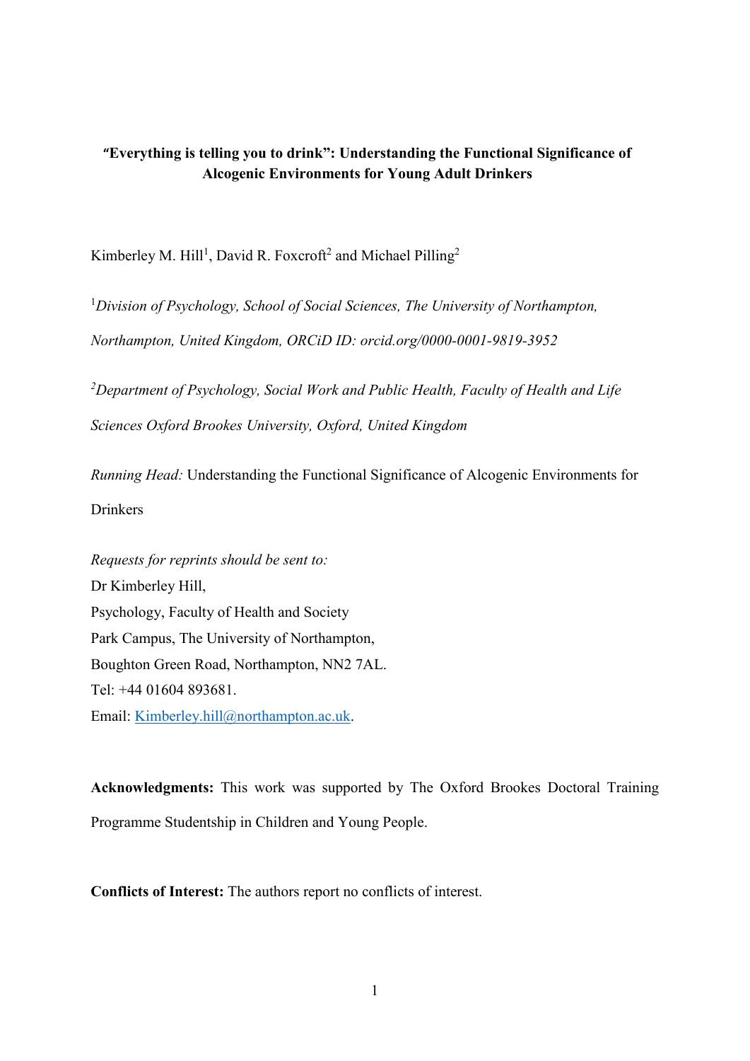**"Everything is telling you to drink": Understanding the Functional Significance of Alcogenic Environments for Young Adult Drinkers**

Kimberley M. Hill[1], David R. Foxcroft[2] and Michael Pilling[2]

[1]*Division of Psychology, School of Social Sciences, The University of Northampton, Northampton, United Kingdom, ORCiD ID: orcid.org/0000-0001-9819-3952*

[2]*Department of Psychology, Social Work and Public Health, Faculty of Health and Life Sciences Oxford Brookes University, Oxford, United Kingdom*

*Running Head:* Understanding the Functional Significance of Alcogenic Environments for Drinkers

*Requests for reprints should be sent to:*
Dr Kimberley Hill,
Psychology, Faculty of Health and Society
Park Campus, The University of Northampton,
Boughton Green Road, Northampton, NN2 7AL.
Tel: +44 01604 893681.
Email: Kimberley.hill@northampton.ac.uk.

**Acknowledgments:** This work was supported by The Oxford Brookes Doctoral Training Programme Studentship in Children and Young People.

**Conflicts of Interest:** The authors report no conflicts of interest.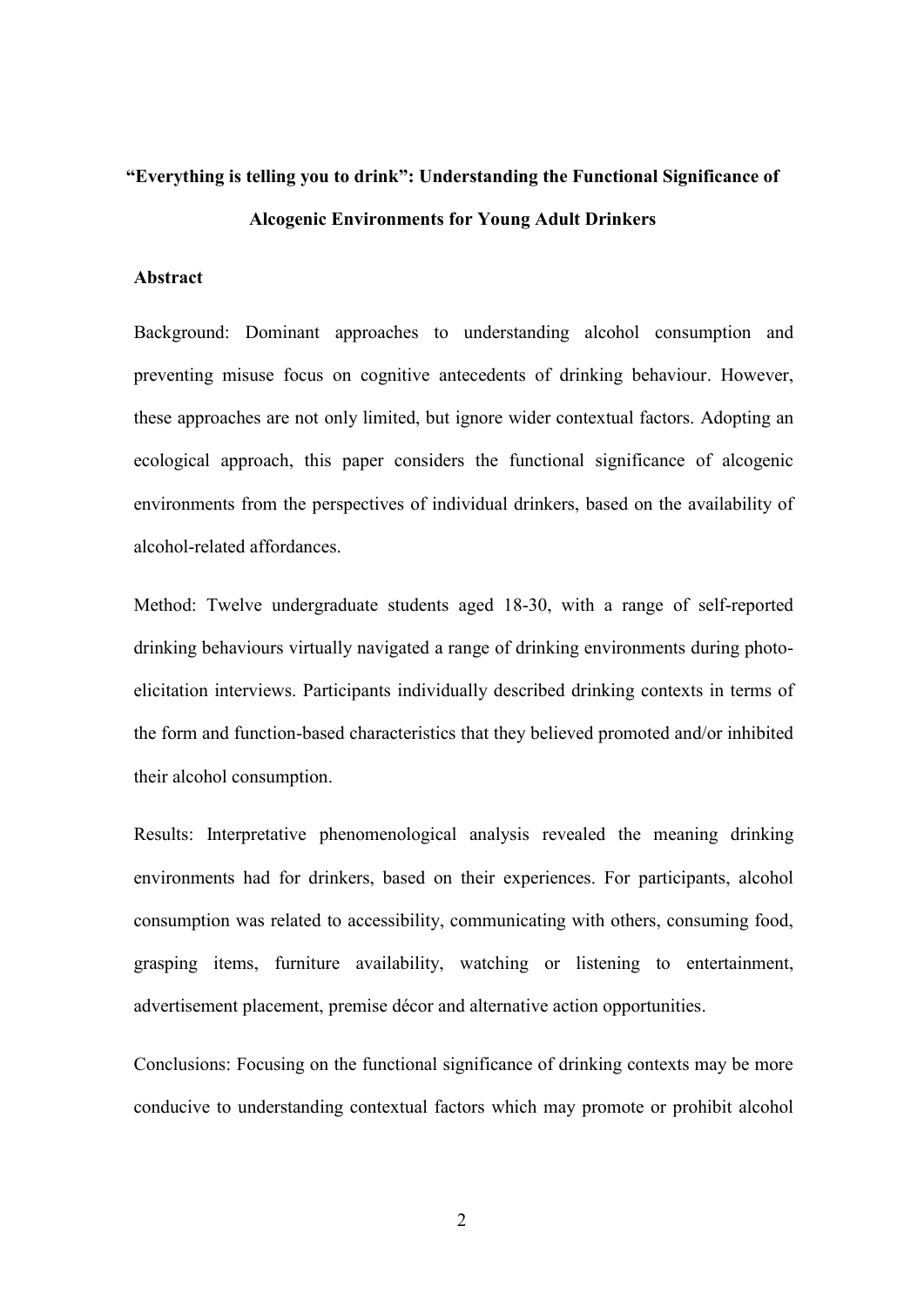# "Everything is telling you to drink": Understanding the Functional Significance of Alcogenic Environments for Young Adult Drinkers

## Abstract

Background: Dominant approaches to understanding alcohol consumption and preventing misuse focus on cognitive antecedents of drinking behaviour. However, these approaches are not only limited, but ignore wider contextual factors. Adopting an ecological approach, this paper considers the functional significance of alcogenic environments from the perspectives of individual drinkers, based on the availability of alcohol-related affordances.

Method: Twelve undergraduate students aged 18-30, with a range of self-reported drinking behaviours virtually navigated a range of drinking environments during photo-elicitation interviews. Participants individually described drinking contexts in terms of the form and function-based characteristics that they believed promoted and/or inhibited their alcohol consumption.

Results: Interpretative phenomenological analysis revealed the meaning drinking environments had for drinkers, based on their experiences. For participants, alcohol consumption was related to accessibility, communicating with others, consuming food, grasping items, furniture availability, watching or listening to entertainment, advertisement placement, premise décor and alternative action opportunities.

Conclusions: Focusing on the functional significance of drinking contexts may be more conducive to understanding contextual factors which may promote or prohibit alcohol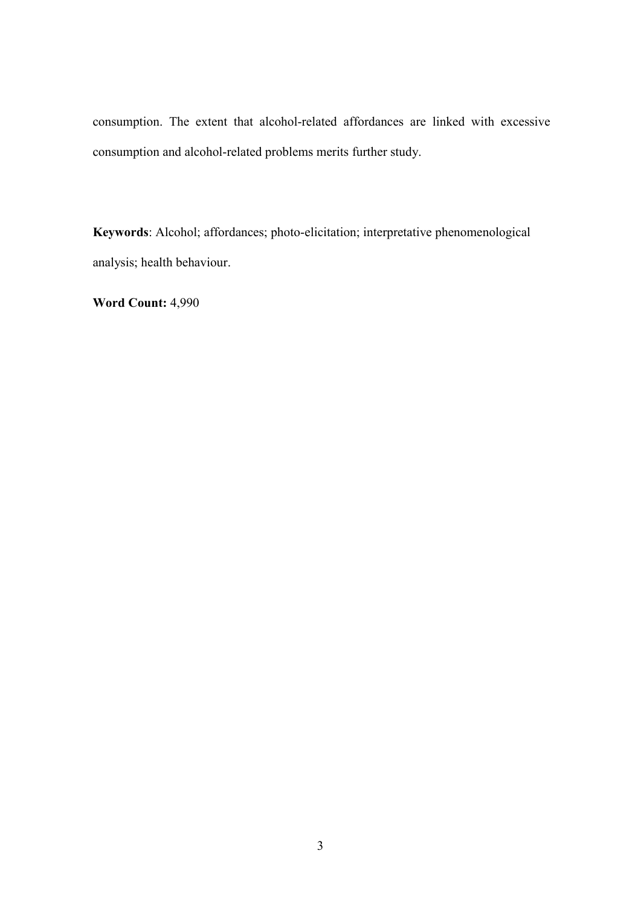consumption. The extent that alcohol-related affordances are linked with excessive consumption and alcohol-related problems merits further study.

**Keywords**: Alcohol; affordances; photo-elicitation; interpretative phenomenological analysis; health behaviour.

**Word Count:** 4,990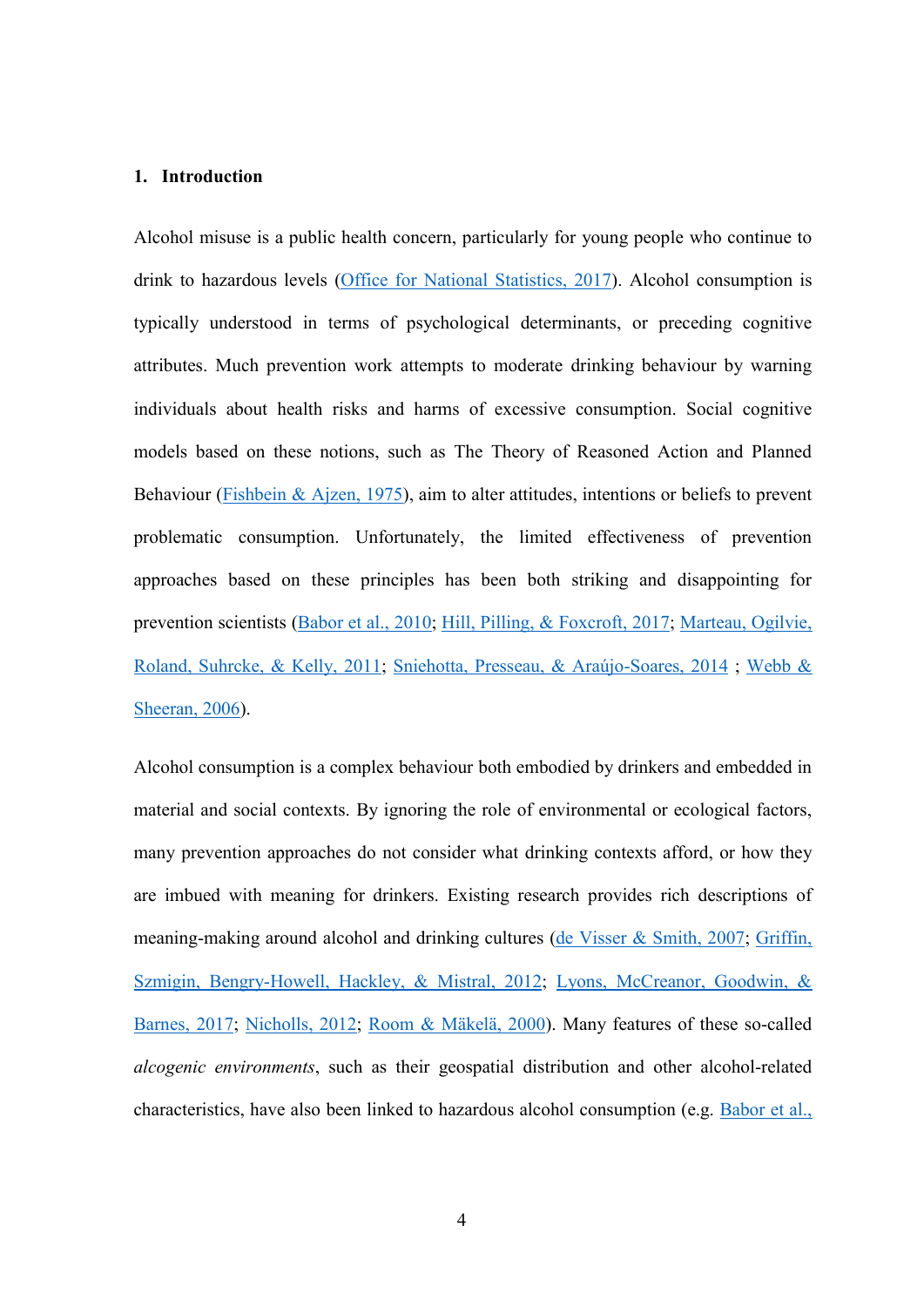## 1. Introduction

Alcohol misuse is a public health concern, particularly for young people who continue to drink to hazardous levels (Office for National Statistics, 2017). Alcohol consumption is typically understood in terms of psychological determinants, or preceding cognitive attributes. Much prevention work attempts to moderate drinking behaviour by warning individuals about health risks and harms of excessive consumption. Social cognitive models based on these notions, such as The Theory of Reasoned Action and Planned Behaviour (Fishbein & Ajzen, 1975), aim to alter attitudes, intentions or beliefs to prevent problematic consumption. Unfortunately, the limited effectiveness of prevention approaches based on these principles has been both striking and disappointing for prevention scientists (Babor et al., 2010; Hill, Pilling, & Foxcroft, 2017; Marteau, Ogilvie, Roland, Suhrcke, & Kelly, 2011; Sniehotta, Presseau, & Araújo-Soares, 2014 ; Webb & Sheeran, 2006).

Alcohol consumption is a complex behaviour both embodied by drinkers and embedded in material and social contexts. By ignoring the role of environmental or ecological factors, many prevention approaches do not consider what drinking contexts afford, or how they are imbued with meaning for drinkers. Existing research provides rich descriptions of meaning-making around alcohol and drinking cultures (de Visser & Smith, 2007; Griffin, Szmigin, Bengry-Howell, Hackley, & Mistral, 2012; Lyons, McCreanor, Goodwin, & Barnes, 2017; Nicholls, 2012; Room & Mäkelä, 2000). Many features of these so-called *alcogenic environments*, such as their geospatial distribution and other alcohol-related characteristics, have also been linked to hazardous alcohol consumption (e.g. Babor et al.,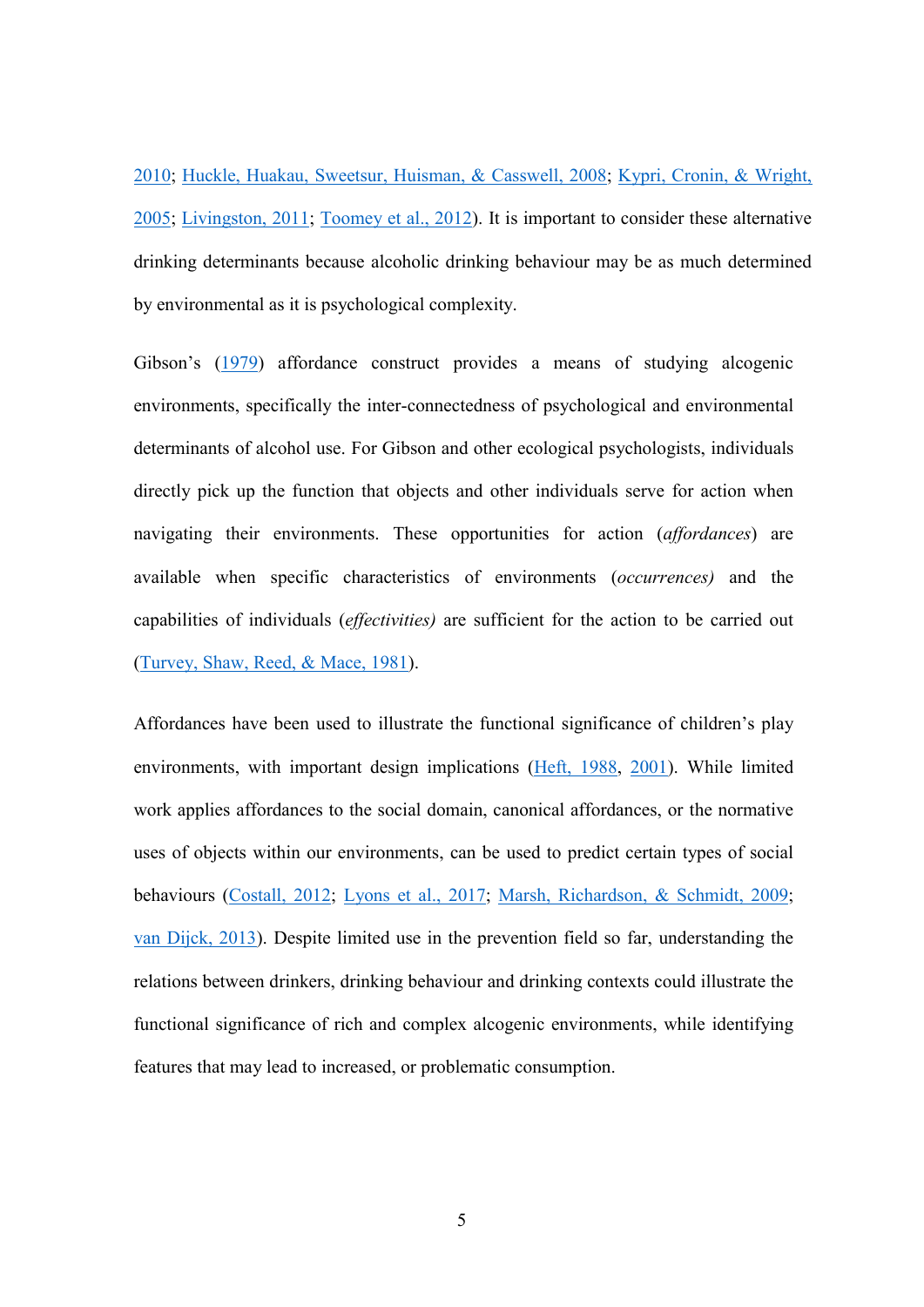2010; Huckle, Huakau, Sweetsur, Huisman, & Casswell, 2008; Kypri, Cronin, & Wright, 2005; Livingston, 2011; Toomey et al., 2012). It is important to consider these alternative drinking determinants because alcoholic drinking behaviour may be as much determined by environmental as it is psychological complexity.

Gibson's (1979) affordance construct provides a means of studying alcogenic environments, specifically the inter-connectedness of psychological and environmental determinants of alcohol use. For Gibson and other ecological psychologists, individuals directly pick up the function that objects and other individuals serve for action when navigating their environments. These opportunities for action (*affordances*) are available when specific characteristics of environments (*occurrences)* and the capabilities of individuals (*effectivities)* are sufficient for the action to be carried out (Turvey, Shaw, Reed, & Mace, 1981).

Affordances have been used to illustrate the functional significance of children's play environments, with important design implications (Heft, 1988, 2001). While limited work applies affordances to the social domain, canonical affordances, or the normative uses of objects within our environments, can be used to predict certain types of social behaviours (Costall, 2012; Lyons et al., 2017; Marsh, Richardson, & Schmidt, 2009; van Dijck, 2013). Despite limited use in the prevention field so far, understanding the relations between drinkers, drinking behaviour and drinking contexts could illustrate the functional significance of rich and complex alcogenic environments, while identifying features that may lead to increased, or problematic consumption.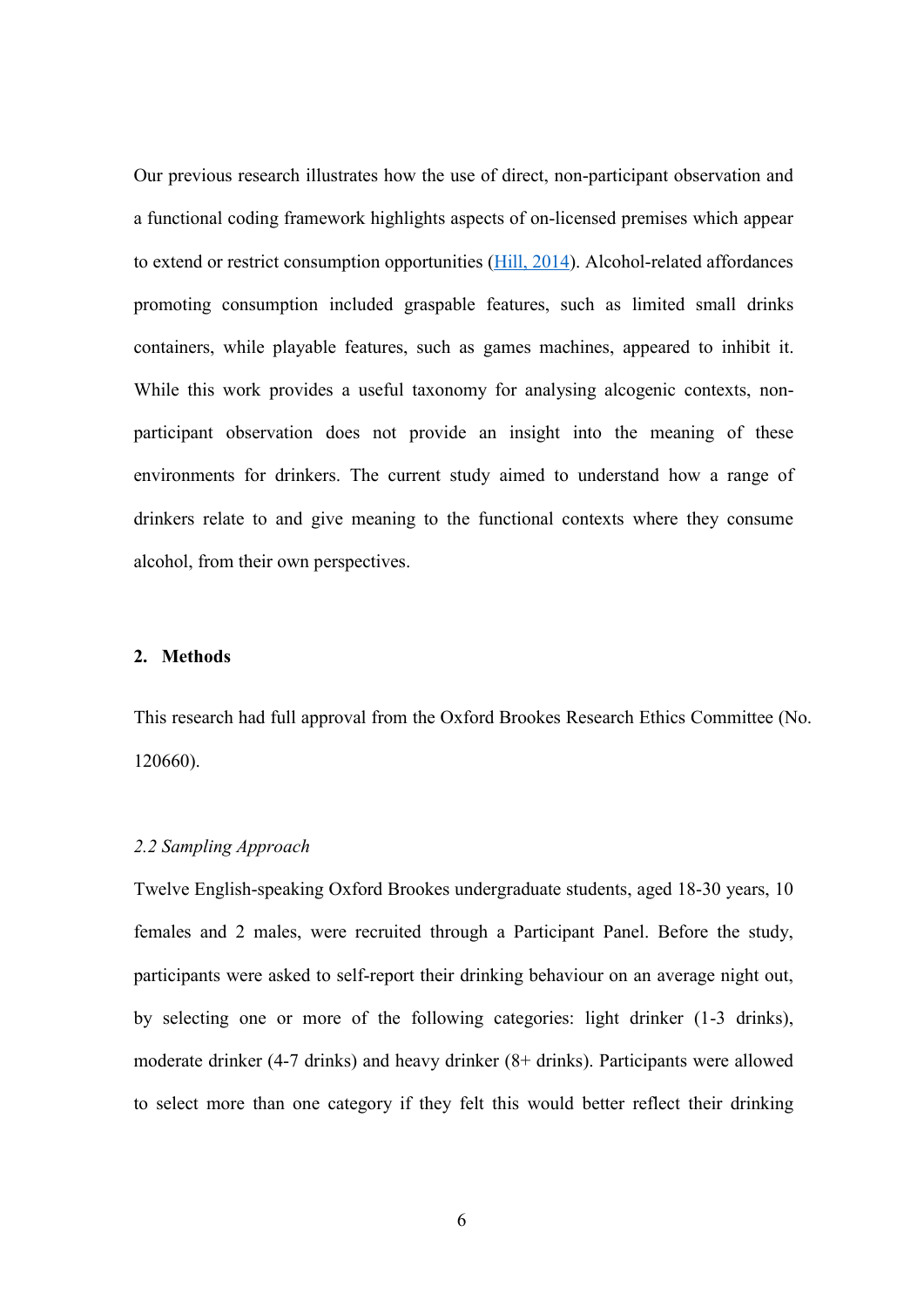Our previous research illustrates how the use of direct, non-participant observation and a functional coding framework highlights aspects of on-licensed premises which appear to extend or restrict consumption opportunities (Hill, 2014). Alcohol-related affordances promoting consumption included graspable features, such as limited small drinks containers, while playable features, such as games machines, appeared to inhibit it. While this work provides a useful taxonomy for analysing alcogenic contexts, non-participant observation does not provide an insight into the meaning of these environments for drinkers. The current study aimed to understand how a range of drinkers relate to and give meaning to the functional contexts where they consume alcohol, from their own perspectives.

## 2. Methods

This research had full approval from the Oxford Brookes Research Ethics Committee (No. 120660).

### *2.2 Sampling Approach*

Twelve English-speaking Oxford Brookes undergraduate students, aged 18-30 years, 10 females and 2 males, were recruited through a Participant Panel. Before the study, participants were asked to self-report their drinking behaviour on an average night out, by selecting one or more of the following categories: light drinker (1-3 drinks), moderate drinker (4-7 drinks) and heavy drinker (8+ drinks). Participants were allowed to select more than one category if they felt this would better reflect their drinking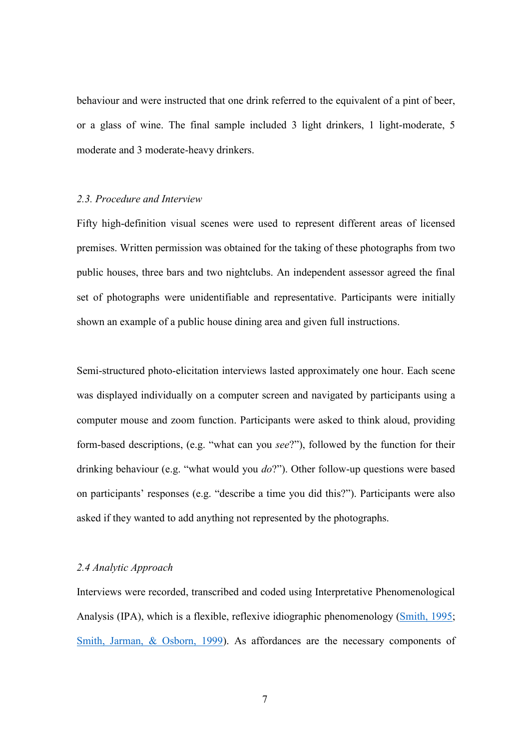behaviour and were instructed that one drink referred to the equivalent of a pint of beer, or a glass of wine. The final sample included 3 light drinkers, 1 light-moderate, 5 moderate and 3 moderate-heavy drinkers.

### *2.3. Procedure and Interview*

Fifty high-definition visual scenes were used to represent different areas of licensed premises. Written permission was obtained for the taking of these photographs from two public houses, three bars and two nightclubs. An independent assessor agreed the final set of photographs were unidentifiable and representative. Participants were initially shown an example of a public house dining area and given full instructions.

Semi-structured photo-elicitation interviews lasted approximately one hour. Each scene was displayed individually on a computer screen and navigated by participants using a computer mouse and zoom function. Participants were asked to think aloud, providing form-based descriptions, (e.g. "what can you *see*?"), followed by the function for their drinking behaviour (e.g. "what would you *do*?"). Other follow-up questions were based on participants' responses (e.g. "describe a time you did this?"). Participants were also asked if they wanted to add anything not represented by the photographs.

### *2.4 Analytic Approach*

Interviews were recorded, transcribed and coded using Interpretative Phenomenological Analysis (IPA), which is a flexible, reflexive idiographic phenomenology (Smith, 1995; Smith, Jarman, & Osborn, 1999). As affordances are the necessary components of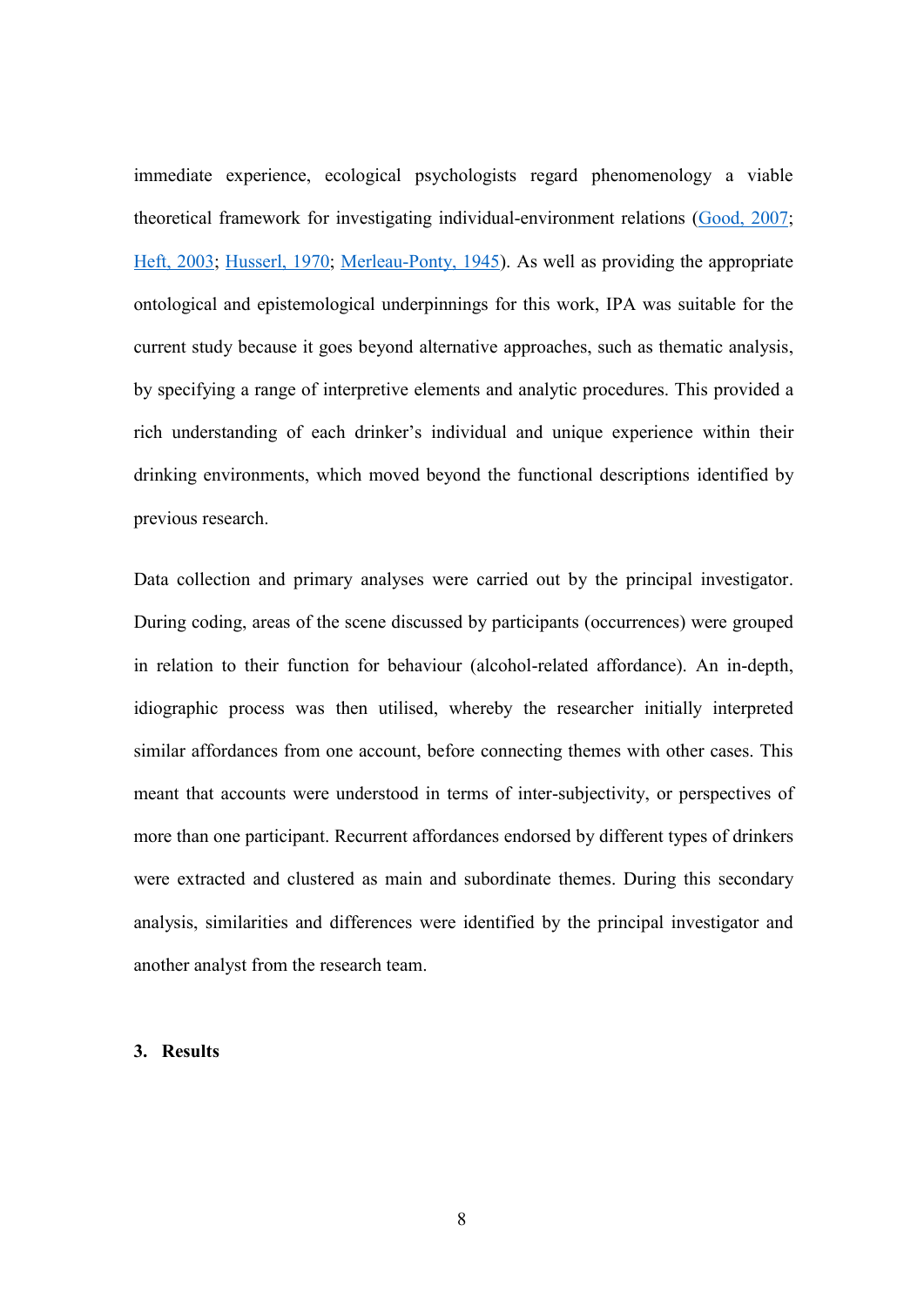immediate experience, ecological psychologists regard phenomenology a viable theoretical framework for investigating individual-environment relations (Good, 2007; Heft, 2003; Husserl, 1970; Merleau-Ponty, 1945). As well as providing the appropriate ontological and epistemological underpinnings for this work, IPA was suitable for the current study because it goes beyond alternative approaches, such as thematic analysis, by specifying a range of interpretive elements and analytic procedures. This provided a rich understanding of each drinker's individual and unique experience within their drinking environments, which moved beyond the functional descriptions identified by previous research.

Data collection and primary analyses were carried out by the principal investigator. During coding, areas of the scene discussed by participants (occurrences) were grouped in relation to their function for behaviour (alcohol-related affordance). An in-depth, idiographic process was then utilised, whereby the researcher initially interpreted similar affordances from one account, before connecting themes with other cases. This meant that accounts were understood in terms of inter-subjectivity, or perspectives of more than one participant. Recurrent affordances endorsed by different types of drinkers were extracted and clustered as main and subordinate themes. During this secondary analysis, similarities and differences were identified by the principal investigator and another analyst from the research team.

## 3. Results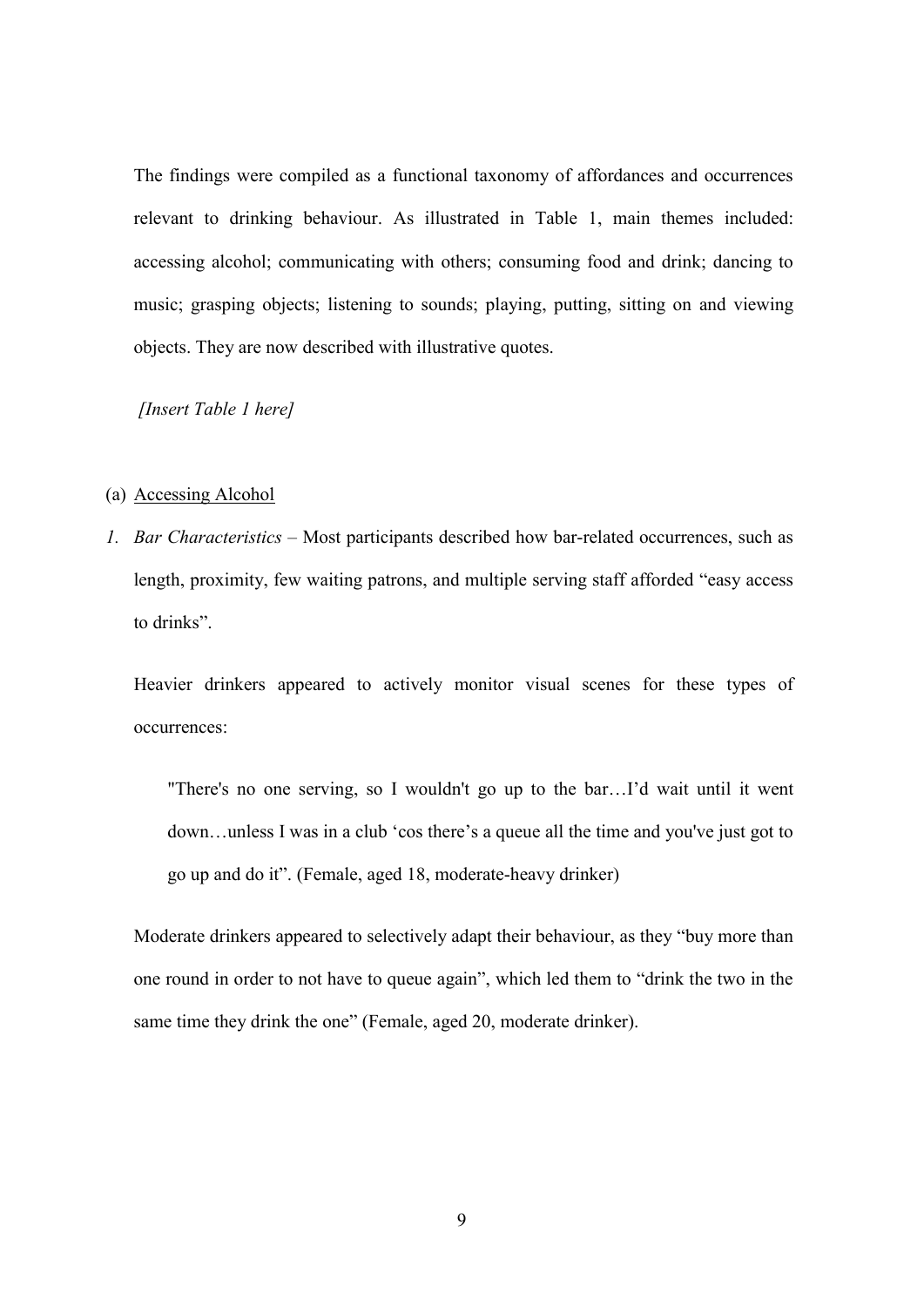The findings were compiled as a functional taxonomy of affordances and occurrences relevant to drinking behaviour. As illustrated in Table 1, main themes included: accessing alcohol; communicating with others; consuming food and drink; dancing to music; grasping objects; listening to sounds; playing, putting, sitting on and viewing objects. They are now described with illustrative quotes.

*[Insert Table 1 here]*

(a) <u>Accessing Alcohol</u>

*1. Bar Characteristics* – Most participants described how bar-related occurrences, such as length, proximity, few waiting patrons, and multiple serving staff afforded "easy access to drinks".

Heavier drinkers appeared to actively monitor visual scenes for these types of occurrences:

> "There's no one serving, so I wouldn't go up to the bar…I'd wait until it went down…unless I was in a club 'cos there's a queue all the time and you've just got to go up and do it". (Female, aged 18, moderate-heavy drinker)

Moderate drinkers appeared to selectively adapt their behaviour, as they "buy more than one round in order to not have to queue again", which led them to "drink the two in the same time they drink the one" (Female, aged 20, moderate drinker).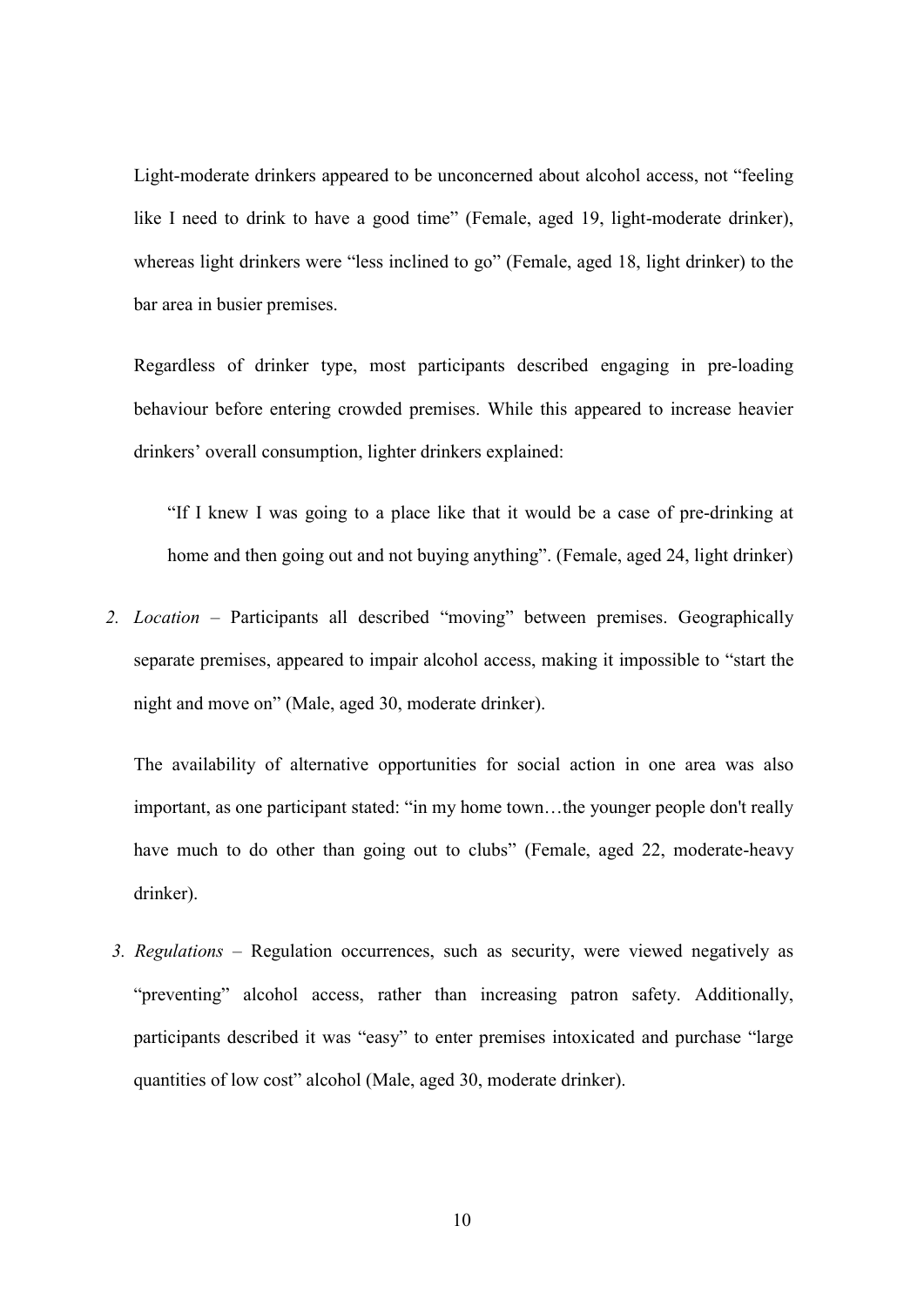Light-moderate drinkers appeared to be unconcerned about alcohol access, not "feeling like I need to drink to have a good time" (Female, aged 19, light-moderate drinker), whereas light drinkers were "less inclined to go" (Female, aged 18, light drinker) to the bar area in busier premises.

Regardless of drinker type, most participants described engaging in pre-loading behaviour before entering crowded premises. While this appeared to increase heavier drinkers' overall consumption, lighter drinkers explained:

> "If I knew I was going to a place like that it would be a case of pre-drinking at home and then going out and not buying anything". (Female, aged 24, light drinker)

2. *Location* – Participants all described "moving" between premises. Geographically separate premises, appeared to impair alcohol access, making it impossible to "start the night and move on" (Male, aged 30, moderate drinker).

   The availability of alternative opportunities for social action in one area was also important, as one participant stated: "in my home town…the younger people don't really have much to do other than going out to clubs" (Female, aged 22, moderate-heavy drinker).

3. *Regulations* – Regulation occurrences, such as security, were viewed negatively as "preventing" alcohol access, rather than increasing patron safety. Additionally, participants described it was "easy" to enter premises intoxicated and purchase "large quantities of low cost" alcohol (Male, aged 30, moderate drinker).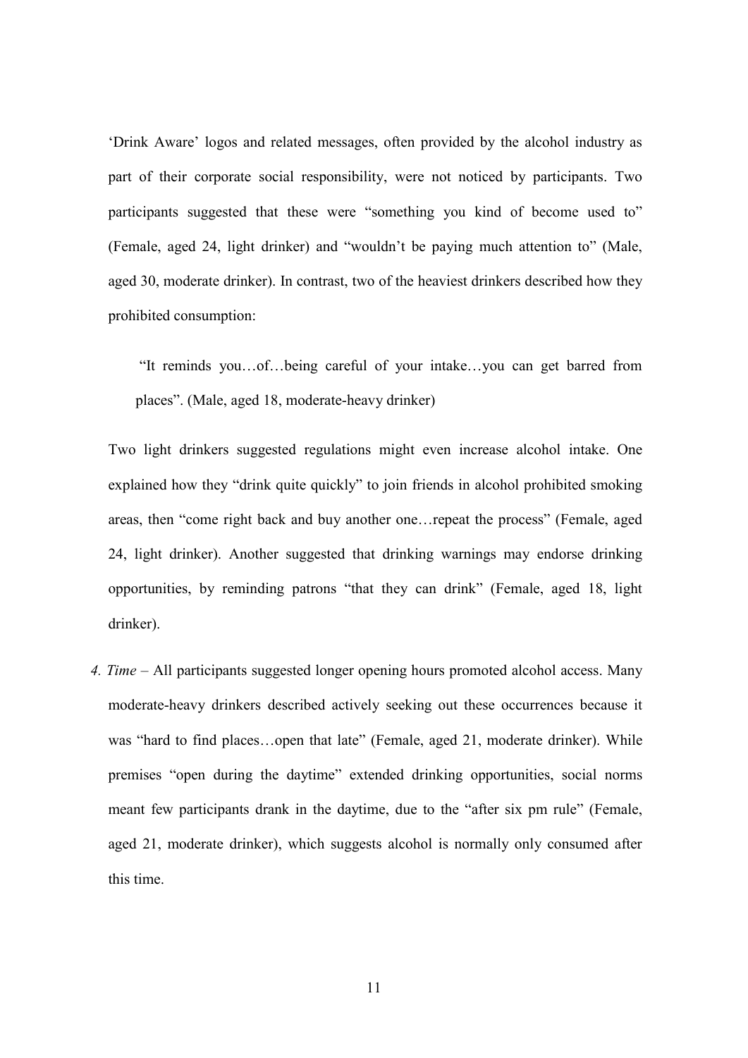'Drink Aware' logos and related messages, often provided by the alcohol industry as part of their corporate social responsibility, were not noticed by participants. Two participants suggested that these were "something you kind of become used to" (Female, aged 24, light drinker) and "wouldn't be paying much attention to" (Male, aged 30, moderate drinker). In contrast, two of the heaviest drinkers described how they prohibited consumption:

> "It reminds you…of…being careful of your intake…you can get barred from places". (Male, aged 18, moderate-heavy drinker)

Two light drinkers suggested regulations might even increase alcohol intake. One explained how they "drink quite quickly" to join friends in alcohol prohibited smoking areas, then "come right back and buy another one…repeat the process" (Female, aged 24, light drinker). Another suggested that drinking warnings may endorse drinking opportunities, by reminding patrons "that they can drink" (Female, aged 18, light drinker).

*4. Time* – All participants suggested longer opening hours promoted alcohol access. Many moderate-heavy drinkers described actively seeking out these occurrences because it was "hard to find places…open that late" (Female, aged 21, moderate drinker). While premises "open during the daytime" extended drinking opportunities, social norms meant few participants drank in the daytime, due to the "after six pm rule" (Female, aged 21, moderate drinker), which suggests alcohol is normally only consumed after this time.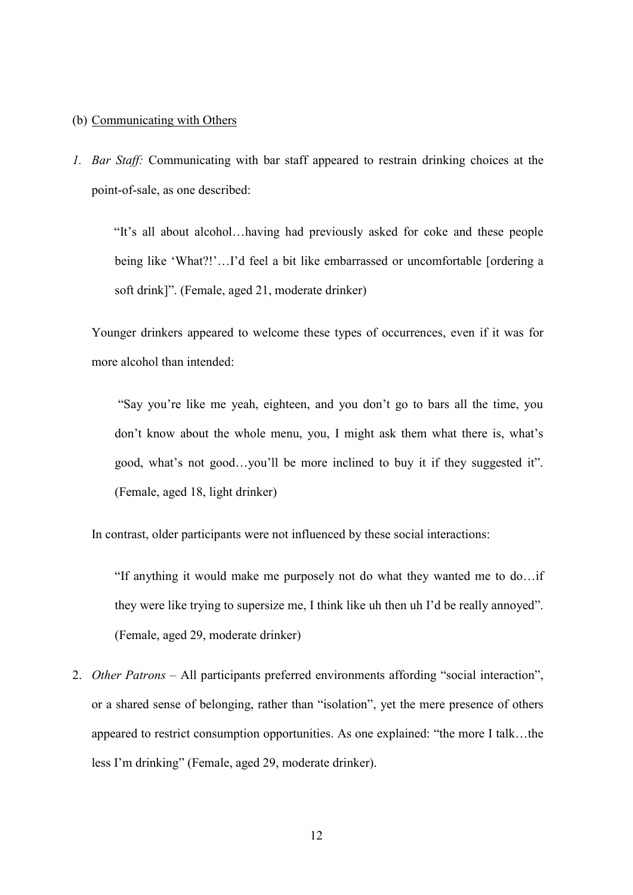(b) Communicating with Others

1. *Bar Staff:* Communicating with bar staff appeared to restrain drinking choices at the point-of-sale, as one described:

   > "It's all about alcohol…having had previously asked for coke and these people being like 'What?!'…I'd feel a bit like embarrassed or uncomfortable [ordering a soft drink]". (Female, aged 21, moderate drinker)

   Younger drinkers appeared to welcome these types of occurrences, even if it was for more alcohol than intended:

   > "Say you're like me yeah, eighteen, and you don't go to bars all the time, you don't know about the whole menu, you, I might ask them what there is, what's good, what's not good…you'll be more inclined to buy it if they suggested it". (Female, aged 18, light drinker)

   In contrast, older participants were not influenced by these social interactions:

   > "If anything it would make me purposely not do what they wanted me to do…if they were like trying to supersize me, I think like uh then uh I'd be really annoyed". (Female, aged 29, moderate drinker)

2. *Other Patrons* – All participants preferred environments affording "social interaction", or a shared sense of belonging, rather than "isolation", yet the mere presence of others appeared to restrict consumption opportunities. As one explained: "the more I talk…the less I'm drinking" (Female, aged 29, moderate drinker).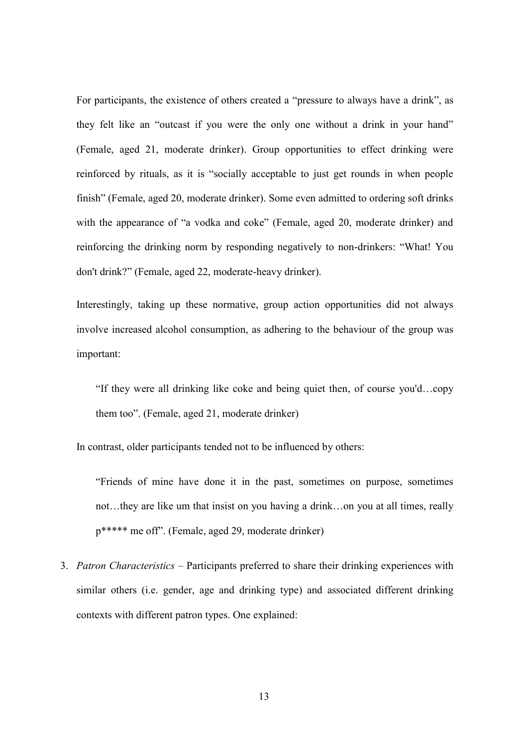For participants, the existence of others created a “pressure to always have a drink”, as they felt like an “outcast if you were the only one without a drink in your hand” (Female, aged 21, moderate drinker). Group opportunities to effect drinking were reinforced by rituals, as it is “socially acceptable to just get rounds in when people finish” (Female, aged 20, moderate drinker). Some even admitted to ordering soft drinks with the appearance of “a vodka and coke” (Female, aged 20, moderate drinker) and reinforcing the drinking norm by responding negatively to non-drinkers: “What! You don't drink?” (Female, aged 22, moderate-heavy drinker).

Interestingly, taking up these normative, group action opportunities did not always involve increased alcohol consumption, as adhering to the behaviour of the group was important:

> “If they were all drinking like coke and being quiet then, of course you'd…copy them too”. (Female, aged 21, moderate drinker)

In contrast, older participants tended not to be influenced by others:

> “Friends of mine have done it in the past, sometimes on purpose, sometimes not…they are like um that insist on you having a drink…on you at all times, really p***** me off”. (Female, aged 29, moderate drinker)

3. *Patron Characteristics* – Participants preferred to share their drinking experiences with similar others (i.e. gender, age and drinking type) and associated different drinking contexts with different patron types. One explained: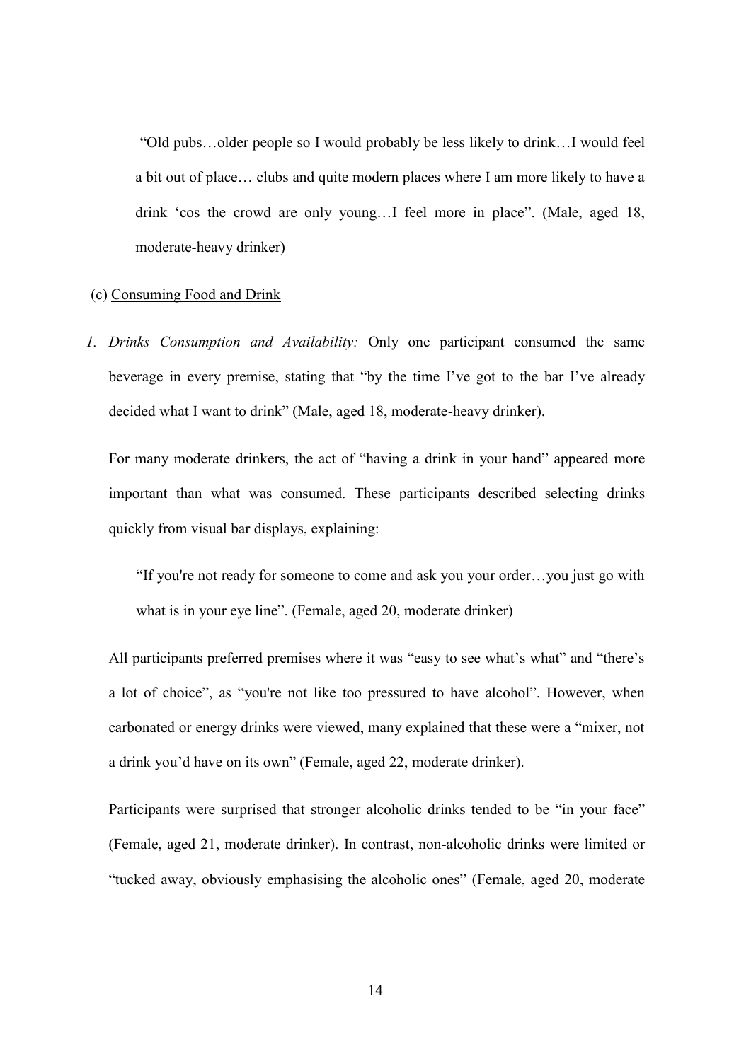> "Old pubs…older people so I would probably be less likely to drink…I would feel a bit out of place… clubs and quite modern places where I am more likely to have a drink 'cos the crowd are only young…I feel more in place". (Male, aged 18, moderate-heavy drinker)

(c) Consuming Food and Drink

1. *Drinks Consumption and Availability:* Only one participant consumed the same beverage in every premise, stating that "by the time I've got to the bar I've already decided what I want to drink" (Male, aged 18, moderate-heavy drinker).

   For many moderate drinkers, the act of "having a drink in your hand" appeared more important than what was consumed. These participants described selecting drinks quickly from visual bar displays, explaining:

   > "If you're not ready for someone to come and ask you your order…you just go with what is in your eye line". (Female, aged 20, moderate drinker)

   All participants preferred premises where it was "easy to see what's what" and "there's a lot of choice", as "you're not like too pressured to have alcohol". However, when carbonated or energy drinks were viewed, many explained that these were a "mixer, not a drink you'd have on its own" (Female, aged 22, moderate drinker).

   Participants were surprised that stronger alcoholic drinks tended to be "in your face" (Female, aged 21, moderate drinker). In contrast, non-alcoholic drinks were limited or "tucked away, obviously emphasising the alcoholic ones" (Female, aged 20, moderate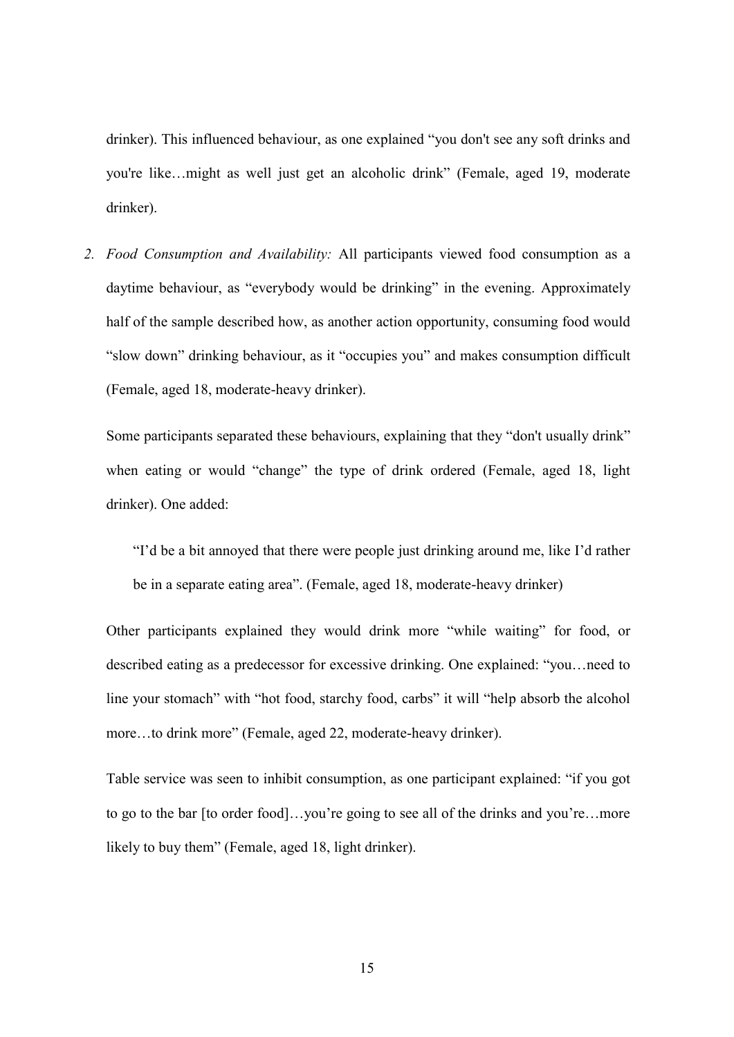drinker). This influenced behaviour, as one explained "you don't see any soft drinks and you're like…might as well just get an alcoholic drink" (Female, aged 19, moderate drinker).

2. *Food Consumption and Availability:* All participants viewed food consumption as a daytime behaviour, as "everybody would be drinking" in the evening. Approximately half of the sample described how, as another action opportunity, consuming food would "slow down" drinking behaviour, as it "occupies you" and makes consumption difficult (Female, aged 18, moderate-heavy drinker).

   Some participants separated these behaviours, explaining that they "don't usually drink" when eating or would "change" the type of drink ordered (Female, aged 18, light drinker). One added:

   > "I'd be a bit annoyed that there were people just drinking around me, like I'd rather be in a separate eating area". (Female, aged 18, moderate-heavy drinker)

   Other participants explained they would drink more "while waiting" for food, or described eating as a predecessor for excessive drinking. One explained: "you…need to line your stomach" with "hot food, starchy food, carbs" it will "help absorb the alcohol more…to drink more" (Female, aged 22, moderate-heavy drinker).

   Table service was seen to inhibit consumption, as one participant explained: "if you got to go to the bar [to order food]…you're going to see all of the drinks and you're…more likely to buy them" (Female, aged 18, light drinker).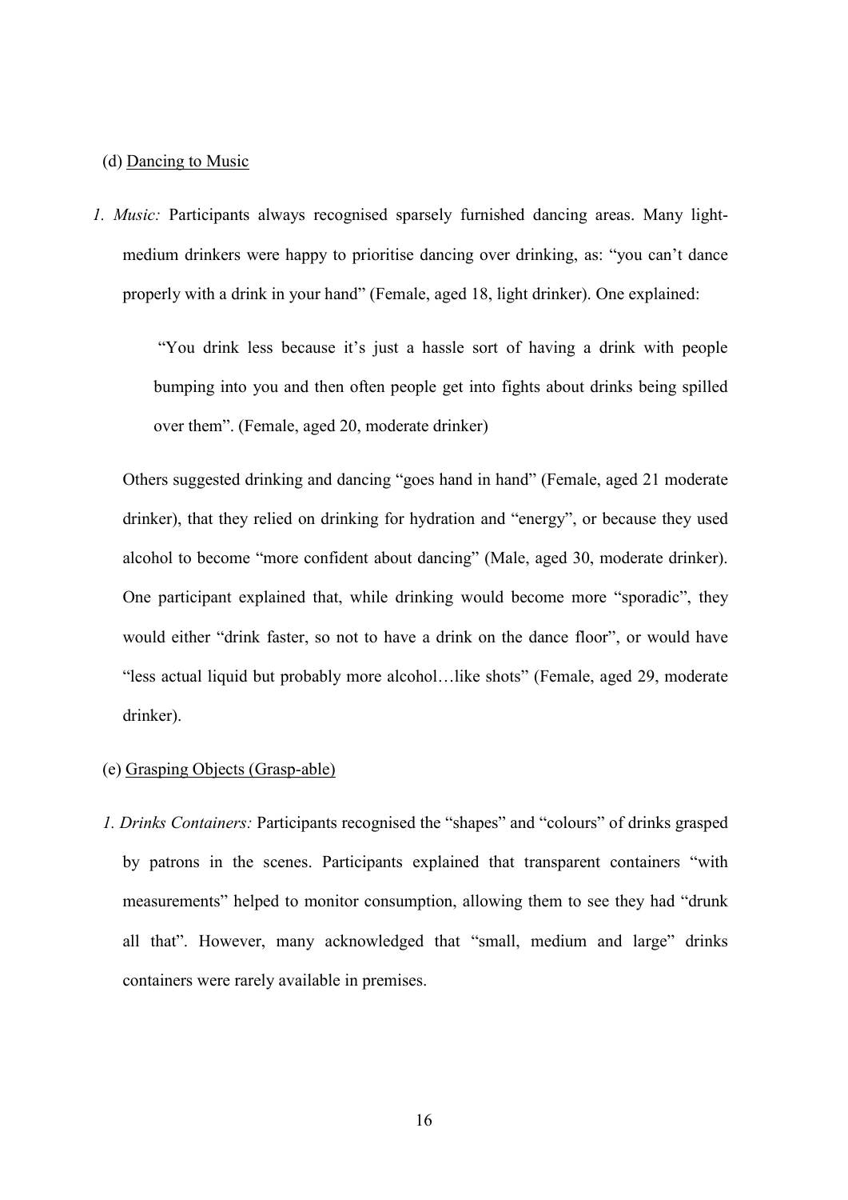(d) Dancing to Music

*1. Music:* Participants always recognised sparsely furnished dancing areas. Many light-medium drinkers were happy to prioritise dancing over drinking, as: "you can't dance properly with a drink in your hand" (Female, aged 18, light drinker). One explained:

> "You drink less because it's just a hassle sort of having a drink with people bumping into you and then often people get into fights about drinks being spilled over them". (Female, aged 20, moderate drinker)

Others suggested drinking and dancing "goes hand in hand" (Female, aged 21 moderate drinker), that they relied on drinking for hydration and "energy", or because they used alcohol to become "more confident about dancing" (Male, aged 30, moderate drinker). One participant explained that, while drinking would become more "sporadic", they would either "drink faster, so not to have a drink on the dance floor", or would have "less actual liquid but probably more alcohol…like shots" (Female, aged 29, moderate drinker).

(e) Grasping Objects (Grasp-able)

*1. Drinks Containers:* Participants recognised the "shapes" and "colours" of drinks grasped by patrons in the scenes. Participants explained that transparent containers "with measurements" helped to monitor consumption, allowing them to see they had "drunk all that". However, many acknowledged that "small, medium and large" drinks containers were rarely available in premises.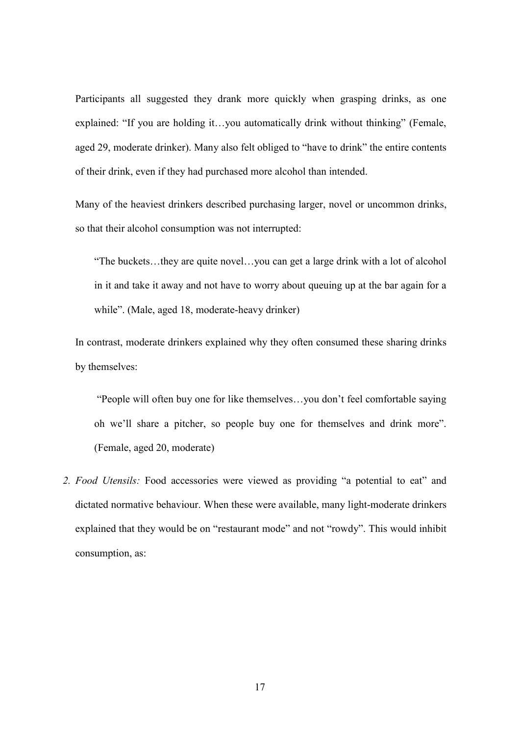Participants all suggested they drank more quickly when grasping drinks, as one explained: "If you are holding it…you automatically drink without thinking" (Female, aged 29, moderate drinker). Many also felt obliged to "have to drink" the entire contents of their drink, even if they had purchased more alcohol than intended.

Many of the heaviest drinkers described purchasing larger, novel or uncommon drinks, so that their alcohol consumption was not interrupted:

> "The buckets…they are quite novel…you can get a large drink with a lot of alcohol in it and take it away and not have to worry about queuing up at the bar again for a while". (Male, aged 18, moderate-heavy drinker)

In contrast, moderate drinkers explained why they often consumed these sharing drinks by themselves:

> "People will often buy one for like themselves…you don't feel comfortable saying oh we'll share a pitcher, so people buy one for themselves and drink more". (Female, aged 20, moderate)

2. *Food Utensils:* Food accessories were viewed as providing "a potential to eat" and dictated normative behaviour. When these were available, many light-moderate drinkers explained that they would be on "restaurant mode" and not "rowdy". This would inhibit consumption, as: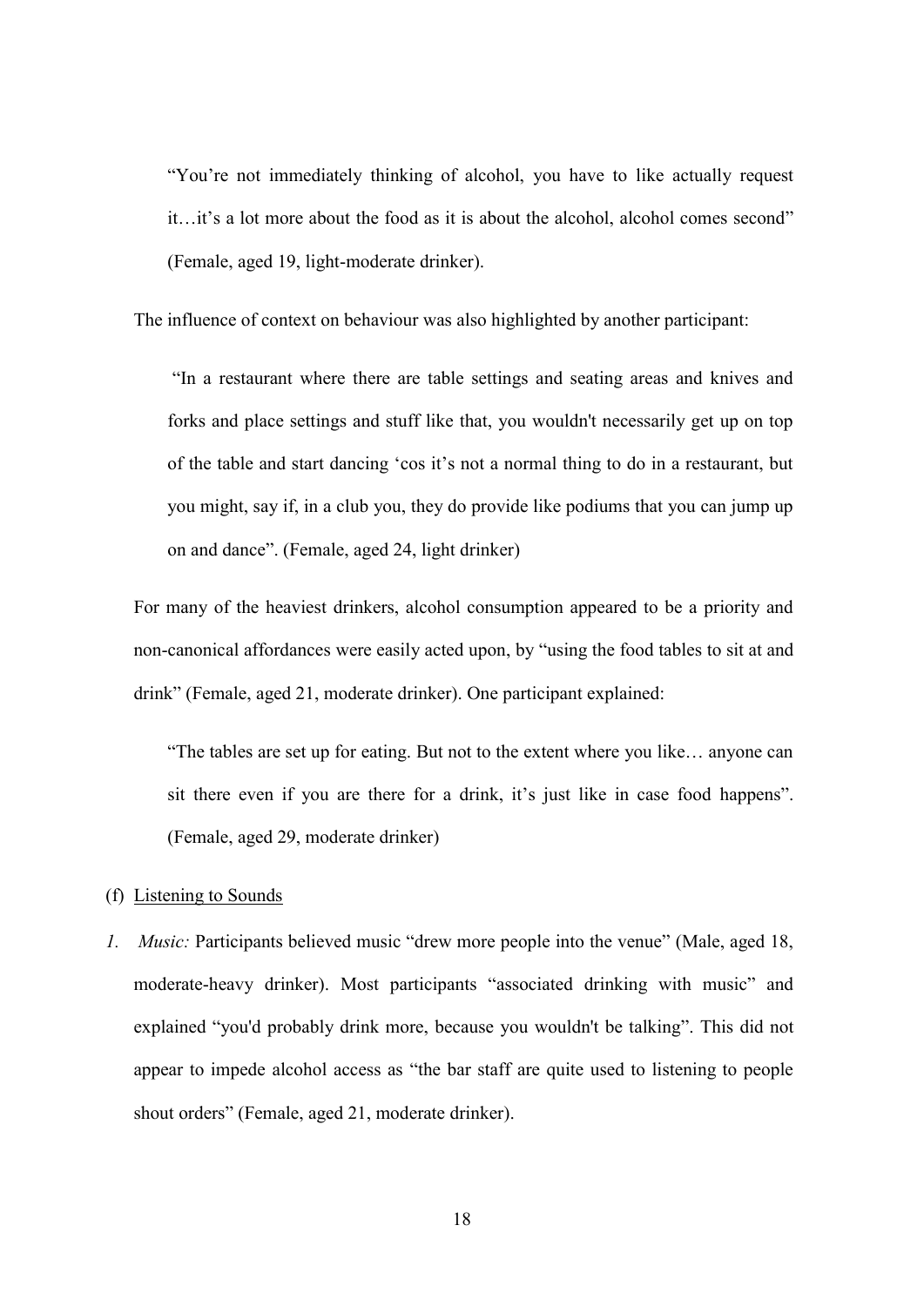> "You're not immediately thinking of alcohol, you have to like actually request it…it's a lot more about the food as it is about the alcohol, alcohol comes second" (Female, aged 19, light-moderate drinker).

The influence of context on behaviour was also highlighted by another participant:

> "In a restaurant where there are table settings and seating areas and knives and forks and place settings and stuff like that, you wouldn't necessarily get up on top of the table and start dancing 'cos it's not a normal thing to do in a restaurant, but you might, say if, in a club you, they do provide like podiums that you can jump up on and dance". (Female, aged 24, light drinker)

For many of the heaviest drinkers, alcohol consumption appeared to be a priority and non-canonical affordances were easily acted upon, by "using the food tables to sit at and drink" (Female, aged 21, moderate drinker). One participant explained:

> "The tables are set up for eating. But not to the extent where you like… anyone can sit there even if you are there for a drink, it's just like in case food happens". (Female, aged 29, moderate drinker)

(f) <u>Listening to Sounds</u>

1. *Music:* Participants believed music "drew more people into the venue" (Male, aged 18, moderate-heavy drinker). Most participants "associated drinking with music" and explained "you'd probably drink more, because you wouldn't be talking". This did not appear to impede alcohol access as "the bar staff are quite used to listening to people shout orders" (Female, aged 21, moderate drinker).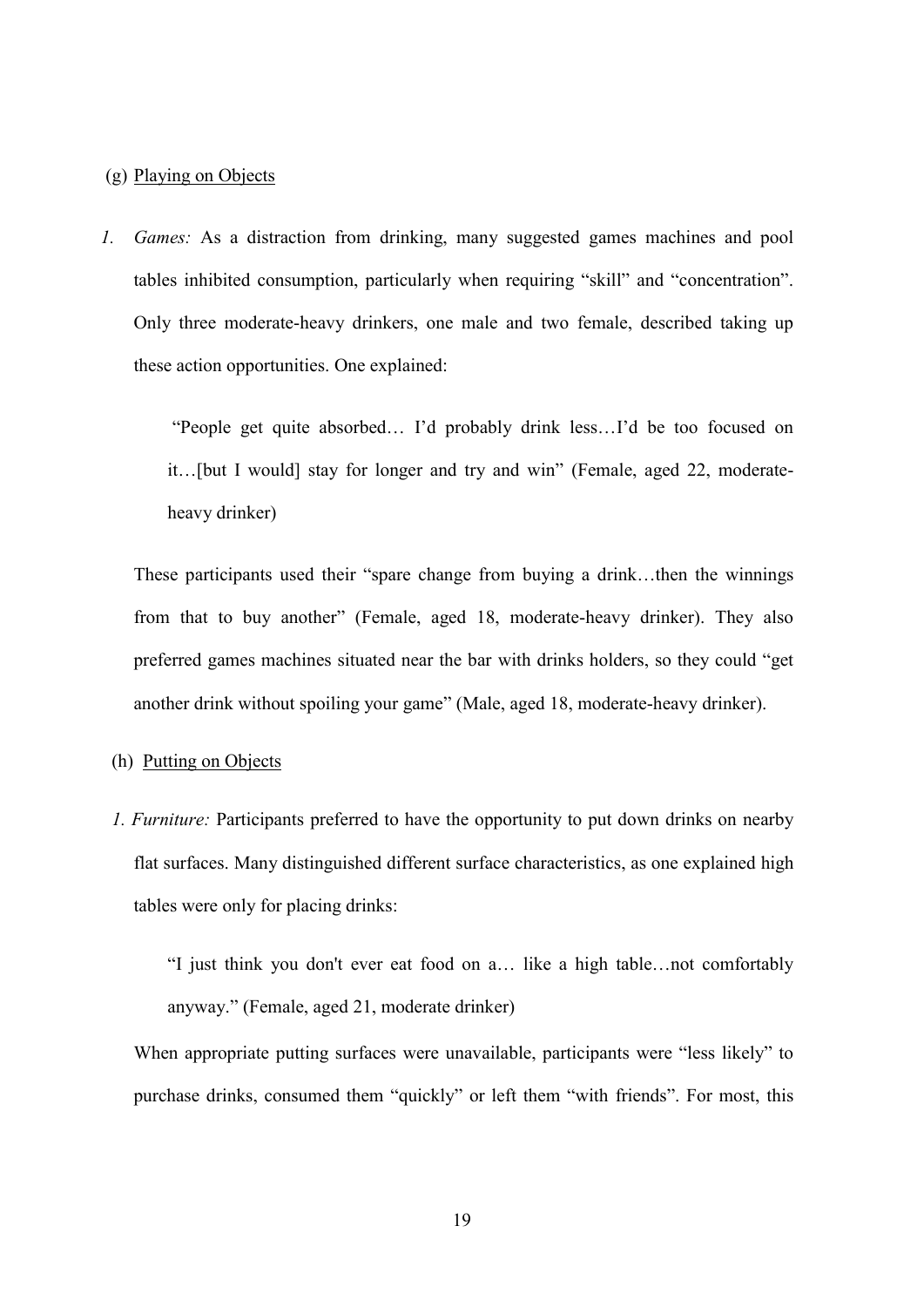(g) Playing on Objects

1. *Games:* As a distraction from drinking, many suggested games machines and pool tables inhibited consumption, particularly when requiring "skill" and "concentration". Only three moderate-heavy drinkers, one male and two female, described taking up these action opportunities. One explained:

> "People get quite absorbed… I'd probably drink less…I'd be too focused on it…[but I would] stay for longer and try and win" (Female, aged 22, moderate-heavy drinker)

These participants used their "spare change from buying a drink…then the winnings from that to buy another" (Female, aged 18, moderate-heavy drinker). They also preferred games machines situated near the bar with drinks holders, so they could "get another drink without spoiling your game" (Male, aged 18, moderate-heavy drinker).

(h) Putting on Objects

1. *Furniture:* Participants preferred to have the opportunity to put down drinks on nearby flat surfaces. Many distinguished different surface characteristics, as one explained high tables were only for placing drinks:

> "I just think you don't ever eat food on a… like a high table…not comfortably anyway." (Female, aged 21, moderate drinker)

When appropriate putting surfaces were unavailable, participants were "less likely" to purchase drinks, consumed them "quickly" or left them "with friends". For most, this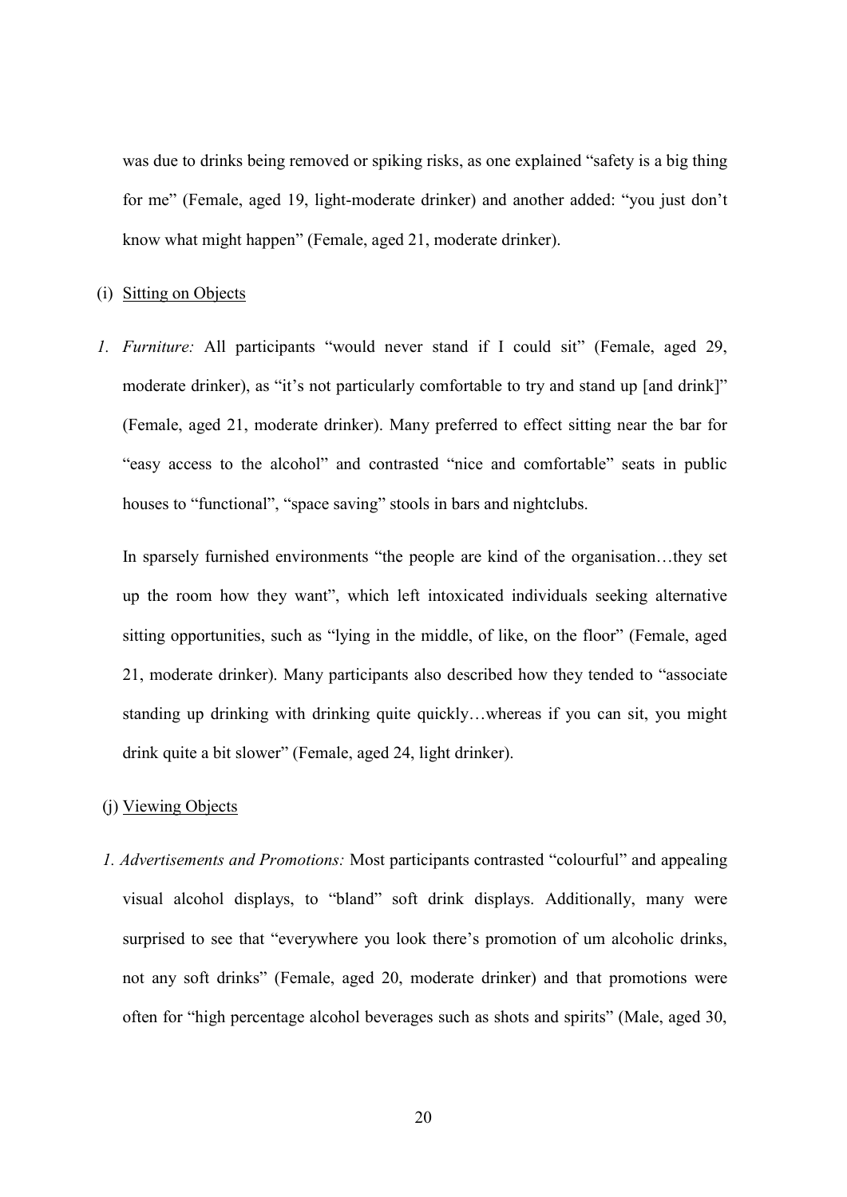was due to drinks being removed or spiking risks, as one explained "safety is a big thing for me" (Female, aged 19, light-moderate drinker) and another added: "you just don't know what might happen" (Female, aged 21, moderate drinker).

(i) <u>Sitting on Objects</u>

*1. Furniture:* All participants "would never stand if I could sit" (Female, aged 29, moderate drinker), as "it's not particularly comfortable to try and stand up [and drink]" (Female, aged 21, moderate drinker). Many preferred to effect sitting near the bar for "easy access to the alcohol" and contrasted "nice and comfortable" seats in public houses to "functional", "space saving" stools in bars and nightclubs.

In sparsely furnished environments "the people are kind of the organisation…they set up the room how they want", which left intoxicated individuals seeking alternative sitting opportunities, such as "lying in the middle, of like, on the floor" (Female, aged 21, moderate drinker). Many participants also described how they tended to "associate standing up drinking with drinking quite quickly…whereas if you can sit, you might drink quite a bit slower" (Female, aged 24, light drinker).

(j) <u>Viewing Objects</u>

*1. Advertisements and Promotions:* Most participants contrasted "colourful" and appealing visual alcohol displays, to "bland" soft drink displays. Additionally, many were surprised to see that "everywhere you look there's promotion of um alcoholic drinks, not any soft drinks" (Female, aged 20, moderate drinker) and that promotions were often for "high percentage alcohol beverages such as shots and spirits" (Male, aged 30,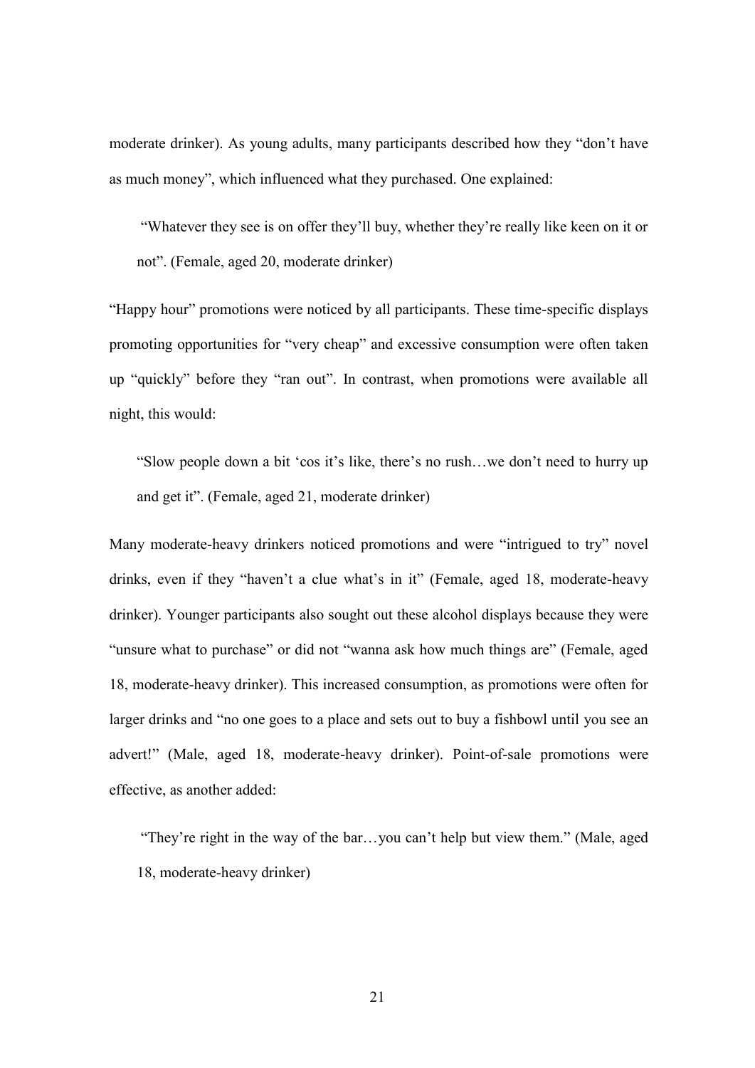moderate drinker). As young adults, many participants described how they "don't have as much money", which influenced what they purchased. One explained:

> "Whatever they see is on offer they'll buy, whether they're really like keen on it or not". (Female, aged 20, moderate drinker)

"Happy hour" promotions were noticed by all participants. These time-specific displays promoting opportunities for "very cheap" and excessive consumption were often taken up "quickly" before they "ran out". In contrast, when promotions were available all night, this would:

> "Slow people down a bit 'cos it's like, there's no rush…we don't need to hurry up and get it". (Female, aged 21, moderate drinker)

Many moderate-heavy drinkers noticed promotions and were "intrigued to try" novel drinks, even if they "haven't a clue what's in it" (Female, aged 18, moderate-heavy drinker). Younger participants also sought out these alcohol displays because they were "unsure what to purchase" or did not "wanna ask how much things are" (Female, aged 18, moderate-heavy drinker). This increased consumption, as promotions were often for larger drinks and "no one goes to a place and sets out to buy a fishbowl until you see an advert!" (Male, aged 18, moderate-heavy drinker). Point-of-sale promotions were effective, as another added:

> "They're right in the way of the bar…you can't help but view them." (Male, aged 18, moderate-heavy drinker)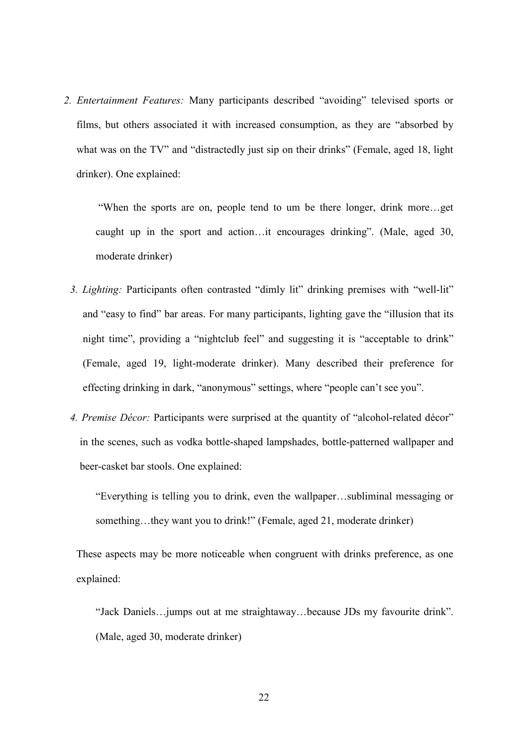2. *Entertainment Features:* Many participants described "avoiding" televised sports or films, but others associated it with increased consumption, as they are "absorbed by what was on the TV" and "distractedly just sip on their drinks" (Female, aged 18, light drinker). One explained:

   > "When the sports are on, people tend to um be there longer, drink more…get caught up in the sport and action…it encourages drinking". (Male, aged 30, moderate drinker)

3. *Lighting:* Participants often contrasted "dimly lit" drinking premises with "well-lit" and "easy to find" bar areas. For many participants, lighting gave the "illusion that its night time", providing a "nightclub feel" and suggesting it is "acceptable to drink" (Female, aged 19, light-moderate drinker). Many described their preference for effecting drinking in dark, "anonymous" settings, where "people can't see you".

4. *Premise Décor:* Participants were surprised at the quantity of "alcohol-related décor" in the scenes, such as vodka bottle-shaped lampshades, bottle-patterned wallpaper and beer-casket bar stools. One explained:

   > "Everything is telling you to drink, even the wallpaper…subliminal messaging or something…they want you to drink!" (Female, aged 21, moderate drinker)

   These aspects may be more noticeable when congruent with drinks preference, as one explained:

   > "Jack Daniels…jumps out at me straightaway…because JDs my favourite drink". (Male, aged 30, moderate drinker)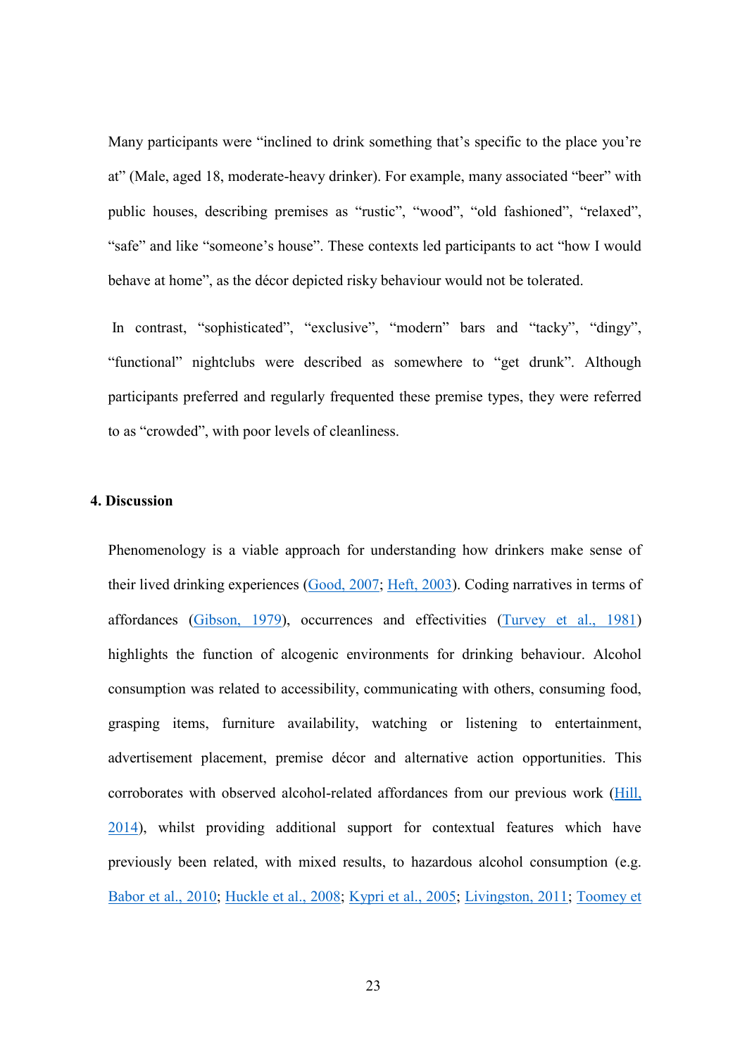Many participants were "inclined to drink something that's specific to the place you're at" (Male, aged 18, moderate-heavy drinker). For example, many associated "beer" with public houses, describing premises as "rustic", "wood", "old fashioned", "relaxed", "safe" and like "someone's house". These contexts led participants to act "how I would behave at home", as the décor depicted risky behaviour would not be tolerated.

In contrast, "sophisticated", "exclusive", "modern" bars and "tacky", "dingy", "functional" nightclubs were described as somewhere to "get drunk". Although participants preferred and regularly frequented these premise types, they were referred to as "crowded", with poor levels of cleanliness.

## 4. Discussion

Phenomenology is a viable approach for understanding how drinkers make sense of their lived drinking experiences (Good, 2007; Heft, 2003). Coding narratives in terms of affordances (Gibson, 1979), occurrences and effectivities (Turvey et al., 1981) highlights the function of alcogenic environments for drinking behaviour. Alcohol consumption was related to accessibility, communicating with others, consuming food, grasping items, furniture availability, watching or listening to entertainment, advertisement placement, premise décor and alternative action opportunities. This corroborates with observed alcohol-related affordances from our previous work (Hill, 2014), whilst providing additional support for contextual features which have previously been related, with mixed results, to hazardous alcohol consumption (e.g. Babor et al., 2010; Huckle et al., 2008; Kypri et al., 2005; Livingston, 2011; Toomey et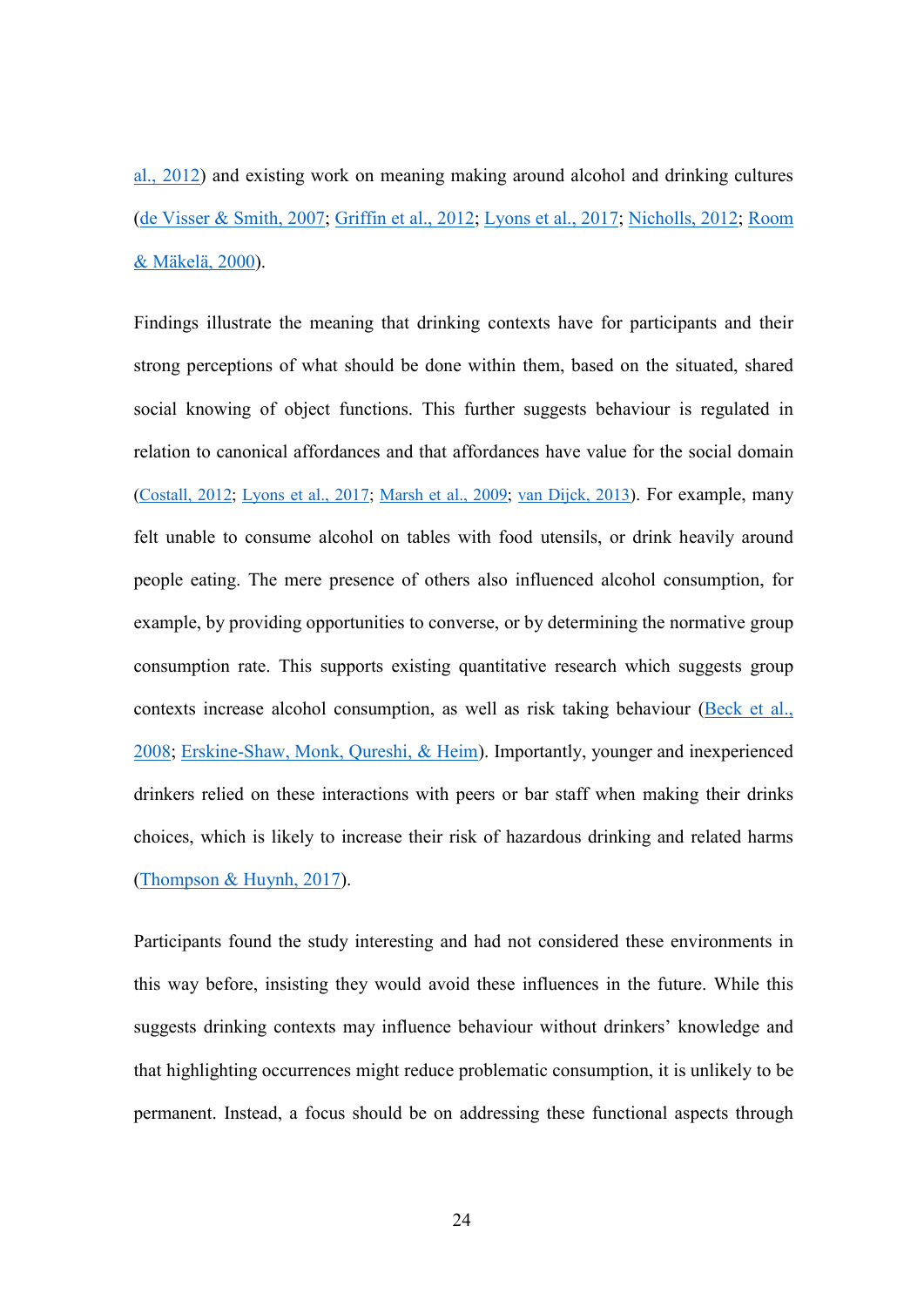al., 2012) and existing work on meaning making around alcohol and drinking cultures (de Visser & Smith, 2007; Griffin et al., 2012; Lyons et al., 2017; Nicholls, 2012; Room & Mäkelä, 2000).

Findings illustrate the meaning that drinking contexts have for participants and their strong perceptions of what should be done within them, based on the situated, shared social knowing of object functions. This further suggests behaviour is regulated in relation to canonical affordances and that affordances have value for the social domain (Costall, 2012; Lyons et al., 2017; Marsh et al., 2009; van Dijck, 2013). For example, many felt unable to consume alcohol on tables with food utensils, or drink heavily around people eating. The mere presence of others also influenced alcohol consumption, for example, by providing opportunities to converse, or by determining the normative group consumption rate. This supports existing quantitative research which suggests group contexts increase alcohol consumption, as well as risk taking behaviour (Beck et al., 2008; Erskine-Shaw, Monk, Qureshi, & Heim). Importantly, younger and inexperienced drinkers relied on these interactions with peers or bar staff when making their drinks choices, which is likely to increase their risk of hazardous drinking and related harms (Thompson & Huynh, 2017).

Participants found the study interesting and had not considered these environments in this way before, insisting they would avoid these influences in the future. While this suggests drinking contexts may influence behaviour without drinkers' knowledge and that highlighting occurrences might reduce problematic consumption, it is unlikely to be permanent. Instead, a focus should be on addressing these functional aspects through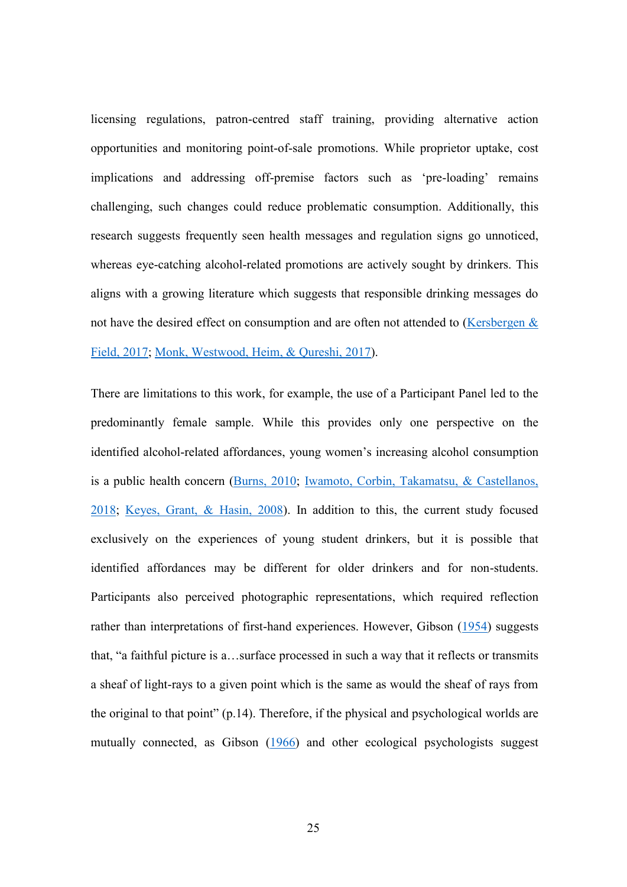licensing regulations, patron-centred staff training, providing alternative action opportunities and monitoring point-of-sale promotions. While proprietor uptake, cost implications and addressing off-premise factors such as 'pre-loading' remains challenging, such changes could reduce problematic consumption. Additionally, this research suggests frequently seen health messages and regulation signs go unnoticed, whereas eye-catching alcohol-related promotions are actively sought by drinkers. This aligns with a growing literature which suggests that responsible drinking messages do not have the desired effect on consumption and are often not attended to (Kersbergen & Field, 2017; Monk, Westwood, Heim, & Qureshi, 2017).

There are limitations to this work, for example, the use of a Participant Panel led to the predominantly female sample. While this provides only one perspective on the identified alcohol-related affordances, young women's increasing alcohol consumption is a public health concern (Burns, 2010; Iwamoto, Corbin, Takamatsu, & Castellanos, 2018; Keyes, Grant, & Hasin, 2008). In addition to this, the current study focused exclusively on the experiences of young student drinkers, but it is possible that identified affordances may be different for older drinkers and for non-students. Participants also perceived photographic representations, which required reflection rather than interpretations of first-hand experiences. However, Gibson (1954) suggests that, "a faithful picture is a…surface processed in such a way that it reflects or transmits a sheaf of light-rays to a given point which is the same as would the sheaf of rays from the original to that point" (p.14). Therefore, if the physical and psychological worlds are mutually connected, as Gibson (1966) and other ecological psychologists suggest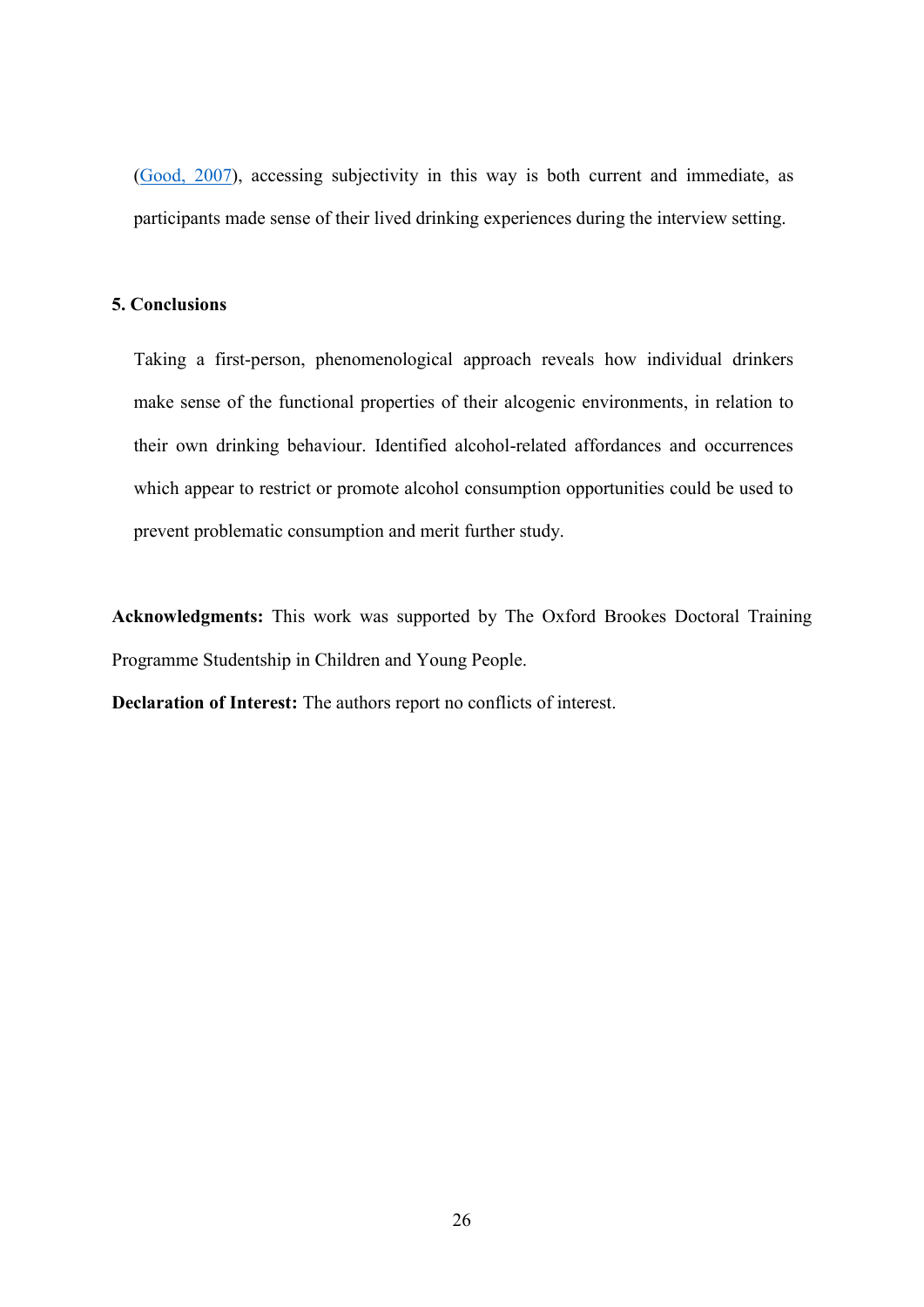(Good, 2007), accessing subjectivity in this way is both current and immediate, as participants made sense of their lived drinking experiences during the interview setting.

## 5. Conclusions

Taking a first-person, phenomenological approach reveals how individual drinkers make sense of the functional properties of their alcogenic environments, in relation to their own drinking behaviour. Identified alcohol-related affordances and occurrences which appear to restrict or promote alcohol consumption opportunities could be used to prevent problematic consumption and merit further study.

**Acknowledgments:** This work was supported by The Oxford Brookes Doctoral Training Programme Studentship in Children and Young People.

**Declaration of Interest:** The authors report no conflicts of interest.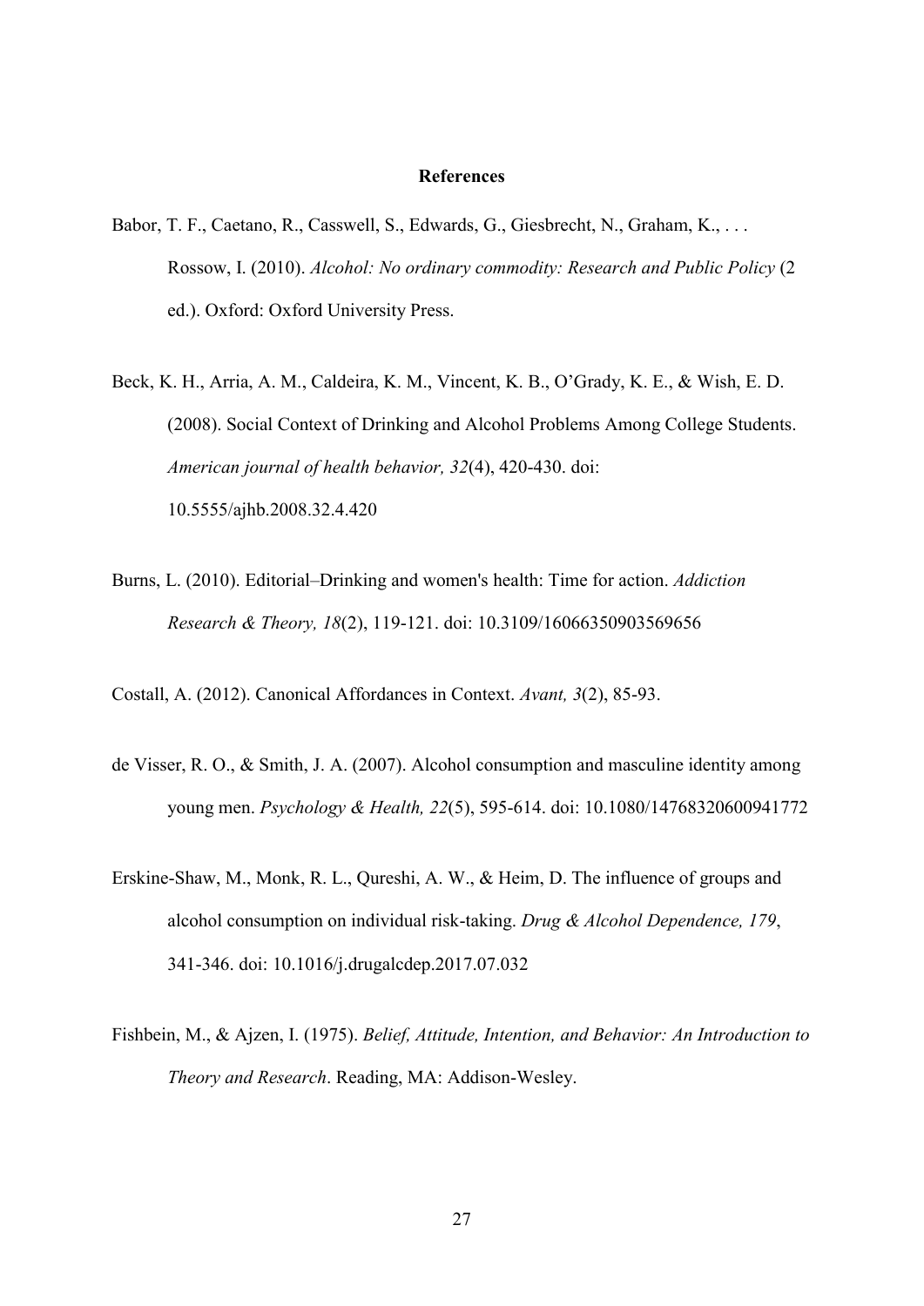## References

Babor, T. F., Caetano, R., Casswell, S., Edwards, G., Giesbrecht, N., Graham, K., . . . Rossow, I. (2010). *Alcohol: No ordinary commodity: Research and Public Policy* (2 ed.). Oxford: Oxford University Press.

Beck, K. H., Arria, A. M., Caldeira, K. M., Vincent, K. B., O'Grady, K. E., & Wish, E. D. (2008). Social Context of Drinking and Alcohol Problems Among College Students. *American journal of health behavior, 32*(4), 420-430. doi: 10.5555/ajhb.2008.32.4.420

Burns, L. (2010). Editorial–Drinking and women's health: Time for action. *Addiction Research & Theory, 18*(2), 119-121. doi: 10.3109/16066350903569656

Costall, A. (2012). Canonical Affordances in Context. *Avant, 3*(2), 85-93.

de Visser, R. O., & Smith, J. A. (2007). Alcohol consumption and masculine identity among young men. *Psychology & Health, 22*(5), 595-614. doi: 10.1080/14768320600941772

Erskine-Shaw, M., Monk, R. L., Qureshi, A. W., & Heim, D. The influence of groups and alcohol consumption on individual risk-taking. *Drug & Alcohol Dependence, 179*, 341-346. doi: 10.1016/j.drugalcdep.2017.07.032

Fishbein, M., & Ajzen, I. (1975). *Belief, Attitude, Intention, and Behavior: An Introduction to Theory and Research*. Reading, MA: Addison-Wesley.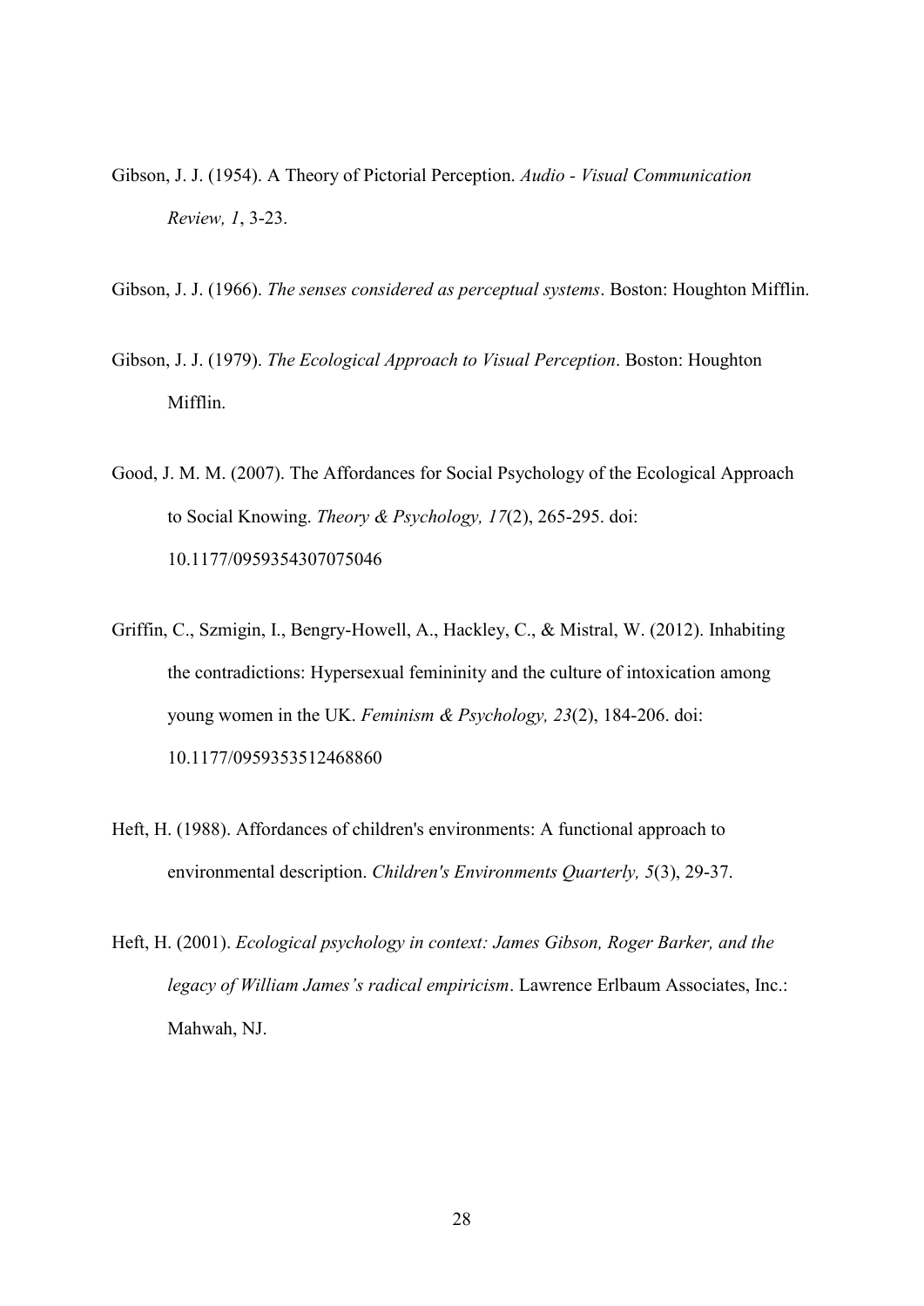Gibson, J. J. (1954). A Theory of Pictorial Perception. *Audio - Visual Communication Review, 1*, 3-23.

Gibson, J. J. (1966). *The senses considered as perceptual systems*. Boston: Houghton Mifflin.

Gibson, J. J. (1979). *The Ecological Approach to Visual Perception*. Boston: Houghton Mifflin.

Good, J. M. M. (2007). The Affordances for Social Psychology of the Ecological Approach to Social Knowing. *Theory & Psychology, 17*(2), 265-295. doi: 10.1177/0959354307075046

Griffin, C., Szmigin, I., Bengry-Howell, A., Hackley, C., & Mistral, W. (2012). Inhabiting the contradictions: Hypersexual femininity and the culture of intoxication among young women in the UK. *Feminism & Psychology, 23*(2), 184-206. doi: 10.1177/0959353512468860

Heft, H. (1988). Affordances of children's environments: A functional approach to environmental description. *Children's Environments Quarterly, 5*(3), 29-37.

Heft, H. (2001). *Ecological psychology in context: James Gibson, Roger Barker, and the legacy of William James's radical empiricism*. Lawrence Erlbaum Associates, Inc.: Mahwah, NJ.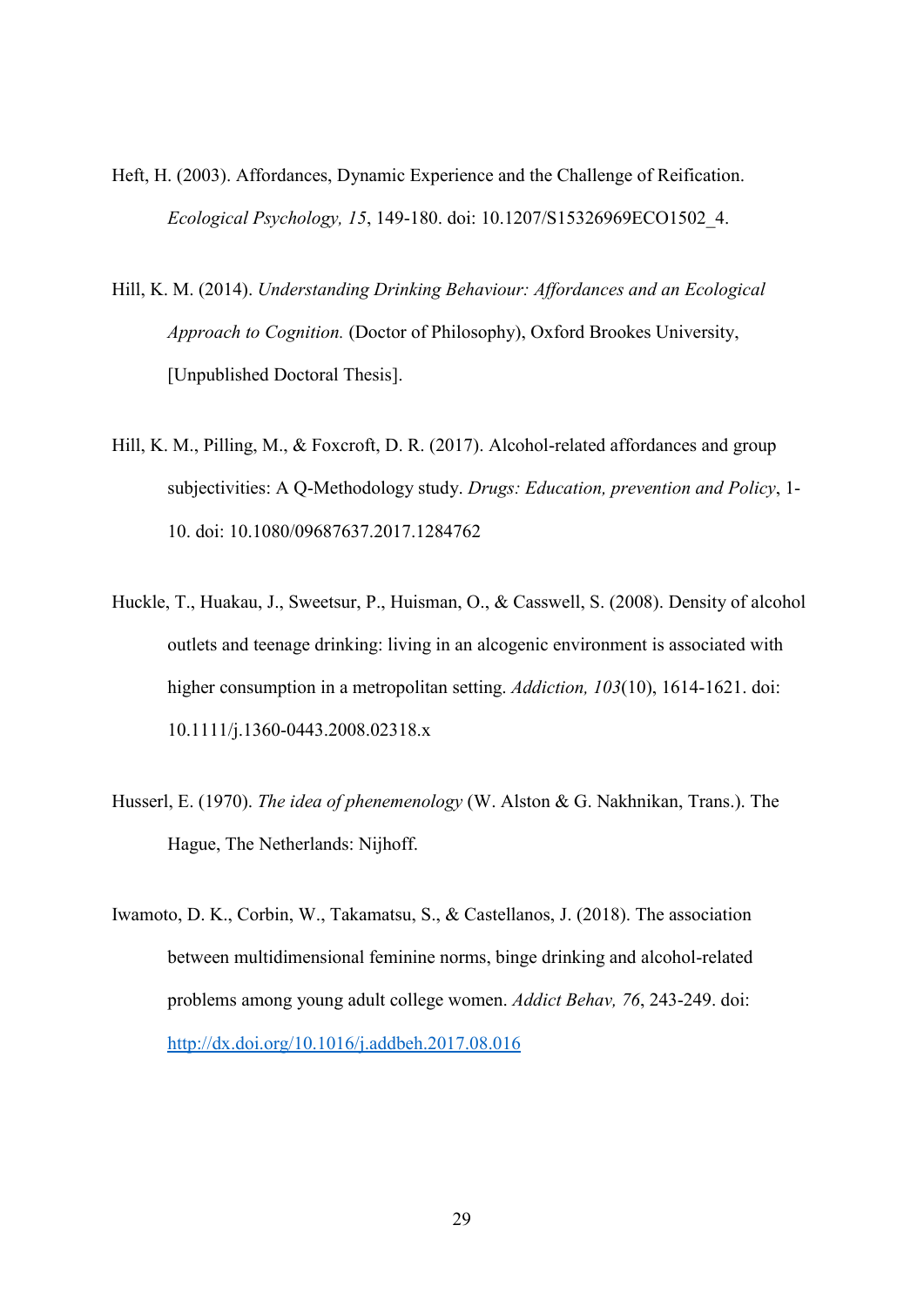Heft, H. (2003). Affordances, Dynamic Experience and the Challenge of Reification. *Ecological Psychology, 15*, 149-180. doi: 10.1207/S15326969ECO1502_4.

Hill, K. M. (2014). *Understanding Drinking Behaviour: Affordances and an Ecological Approach to Cognition.* (Doctor of Philosophy), Oxford Brookes University, [Unpublished Doctoral Thesis].

Hill, K. M., Pilling, M., & Foxcroft, D. R. (2017). Alcohol-related affordances and group subjectivities: A Q-Methodology study. *Drugs: Education, prevention and Policy*, 1-10. doi: 10.1080/09687637.2017.1284762

Huckle, T., Huakau, J., Sweetsur, P., Huisman, O., & Casswell, S. (2008). Density of alcohol outlets and teenage drinking: living in an alcogenic environment is associated with higher consumption in a metropolitan setting. *Addiction, 103*(10), 1614-1621. doi: 10.1111/j.1360-0443.2008.02318.x

Husserl, E. (1970). *The idea of phenemenology* (W. Alston & G. Nakhnikan, Trans.). The Hague, The Netherlands: Nijhoff.

Iwamoto, D. K., Corbin, W., Takamatsu, S., & Castellanos, J. (2018). The association between multidimensional feminine norms, binge drinking and alcohol-related problems among young adult college women. *Addict Behav, 76*, 243-249. doi: http://dx.doi.org/10.1016/j.addbeh.2017.08.016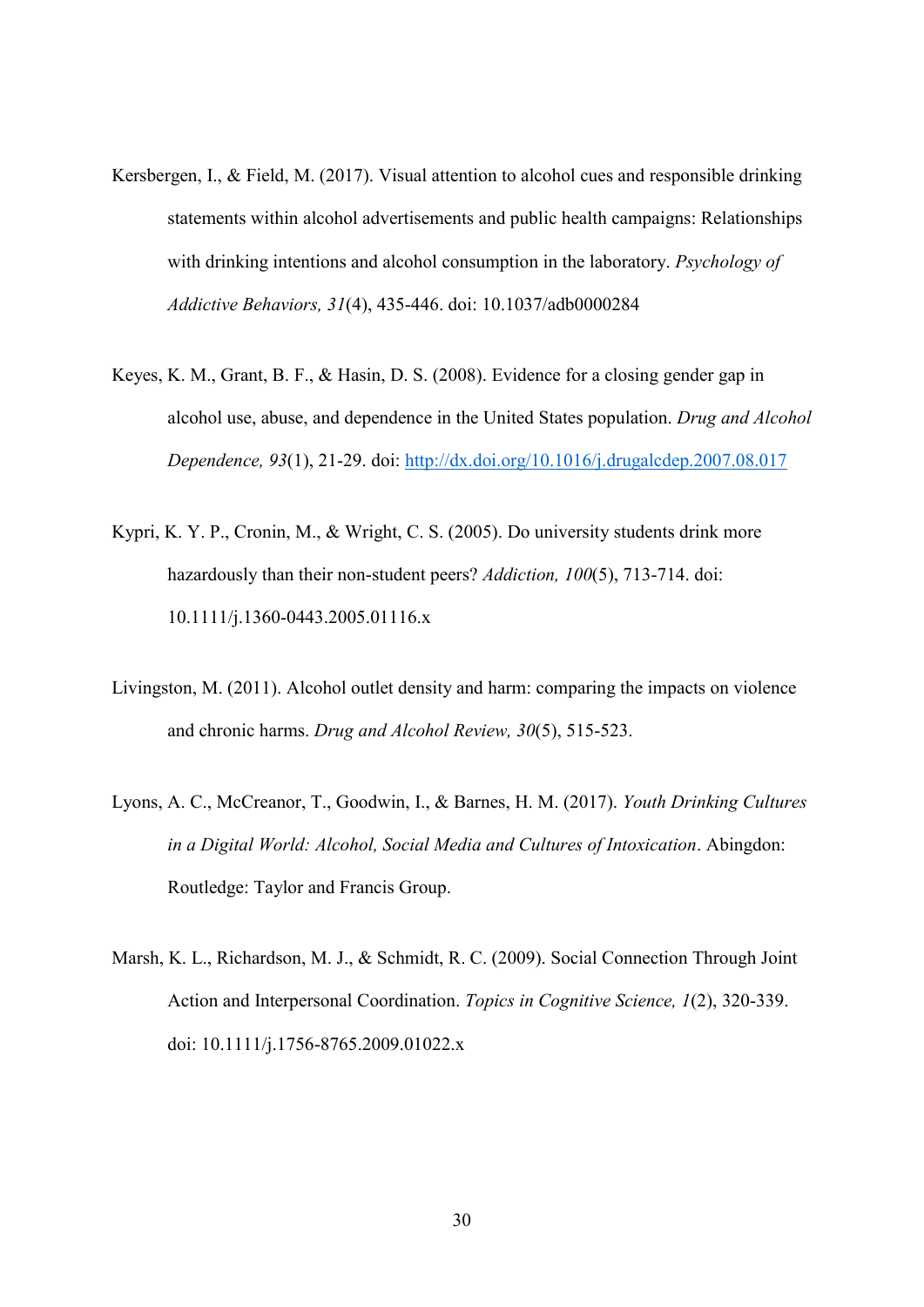Kersbergen, I., & Field, M. (2017). Visual attention to alcohol cues and responsible drinking statements within alcohol advertisements and public health campaigns: Relationships with drinking intentions and alcohol consumption in the laboratory. *Psychology of Addictive Behaviors, 31*(4), 435-446. doi: 10.1037/adb0000284

Keyes, K. M., Grant, B. F., & Hasin, D. S. (2008). Evidence for a closing gender gap in alcohol use, abuse, and dependence in the United States population. *Drug and Alcohol Dependence, 93*(1), 21-29. doi: http://dx.doi.org/10.1016/j.drugalcdep.2007.08.017

Kypri, K. Y. P., Cronin, M., & Wright, C. S. (2005). Do university students drink more hazardously than their non-student peers? *Addiction, 100*(5), 713-714. doi: 10.1111/j.1360-0443.2005.01116.x

Livingston, M. (2011). Alcohol outlet density and harm: comparing the impacts on violence and chronic harms. *Drug and Alcohol Review, 30*(5), 515-523.

Lyons, A. C., McCreanor, T., Goodwin, I., & Barnes, H. M. (2017). *Youth Drinking Cultures in a Digital World: Alcohol, Social Media and Cultures of Intoxication*. Abingdon: Routledge: Taylor and Francis Group.

Marsh, K. L., Richardson, M. J., & Schmidt, R. C. (2009). Social Connection Through Joint Action and Interpersonal Coordination. *Topics in Cognitive Science, 1*(2), 320-339. doi: 10.1111/j.1756-8765.2009.01022.x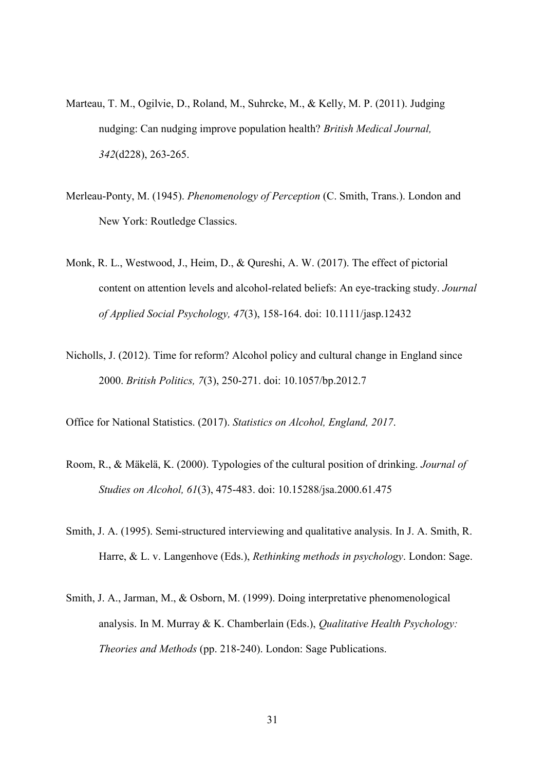Marteau, T. M., Ogilvie, D., Roland, M., Suhrcke, M., & Kelly, M. P. (2011). Judging nudging: Can nudging improve population health? *British Medical Journal, 342*(d228), 263-265.

Merleau-Ponty, M. (1945). *Phenomenology of Perception* (C. Smith, Trans.). London and New York: Routledge Classics.

Monk, R. L., Westwood, J., Heim, D., & Qureshi, A. W. (2017). The effect of pictorial content on attention levels and alcohol-related beliefs: An eye-tracking study. *Journal of Applied Social Psychology, 47*(3), 158-164. doi: 10.1111/jasp.12432

Nicholls, J. (2012). Time for reform? Alcohol policy and cultural change in England since 2000. *British Politics, 7*(3), 250-271. doi: 10.1057/bp.2012.7

Office for National Statistics. (2017). *Statistics on Alcohol, England, 2017*.

Room, R., & Mäkelä, K. (2000). Typologies of the cultural position of drinking. *Journal of Studies on Alcohol, 61*(3), 475-483. doi: 10.15288/jsa.2000.61.475

Smith, J. A. (1995). Semi-structured interviewing and qualitative analysis. In J. A. Smith, R. Harre, & L. v. Langenhove (Eds.), *Rethinking methods in psychology*. London: Sage.

Smith, J. A., Jarman, M., & Osborn, M. (1999). Doing interpretative phenomenological analysis. In M. Murray & K. Chamberlain (Eds.), *Qualitative Health Psychology: Theories and Methods* (pp. 218-240). London: Sage Publications.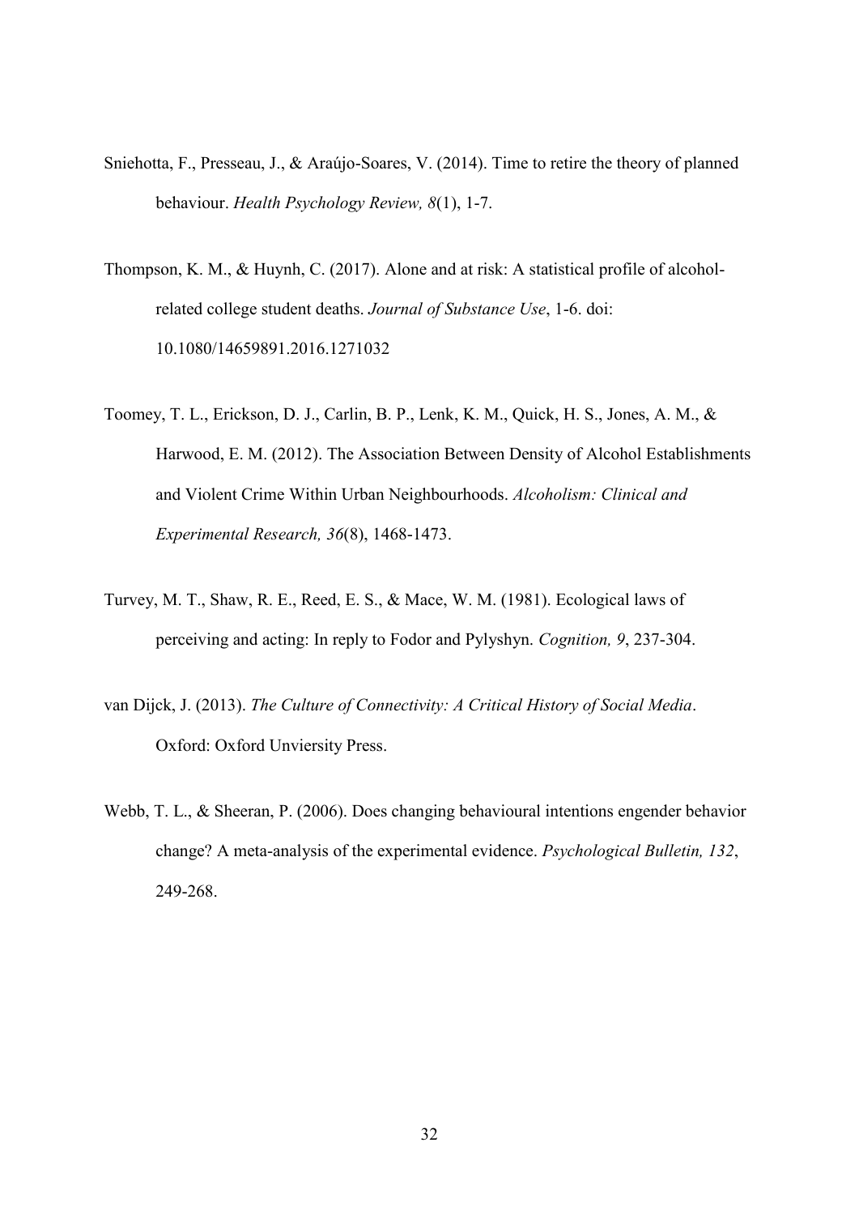Sniehotta, F., Presseau, J., & Araújo-Soares, V. (2014). Time to retire the theory of planned behaviour. *Health Psychology Review, 8*(1), 1-7.

Thompson, K. M., & Huynh, C. (2017). Alone and at risk: A statistical profile of alcohol-related college student deaths. *Journal of Substance Use*, 1-6. doi: 10.1080/14659891.2016.1271032

Toomey, T. L., Erickson, D. J., Carlin, B. P., Lenk, K. M., Quick, H. S., Jones, A. M., & Harwood, E. M. (2012). The Association Between Density of Alcohol Establishments and Violent Crime Within Urban Neighbourhoods. *Alcoholism: Clinical and Experimental Research, 36*(8), 1468-1473.

Turvey, M. T., Shaw, R. E., Reed, E. S., & Mace, W. M. (1981). Ecological laws of perceiving and acting: In reply to Fodor and Pylyshyn. *Cognition, 9*, 237-304.

van Dijck, J. (2013). *The Culture of Connectivity: A Critical History of Social Media*. Oxford: Oxford Unviersity Press.

Webb, T. L., & Sheeran, P. (2006). Does changing behavioural intentions engender behavior change? A meta-analysis of the experimental evidence. *Psychological Bulletin, 132*, 249-268.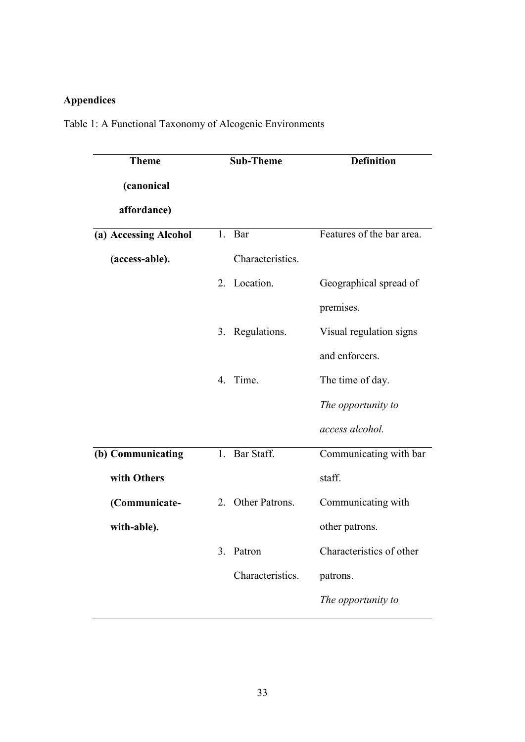## Appendices

Table 1: A Functional Taxonomy of Alcogenic Environments

| Theme (canonical affordance) | Sub-Theme | Definition |
|---|---|---|
| **(a) Accessing Alcohol (access-able).** | 1. Bar Characteristics. | Features of the bar area. |
| | 2. Location. | Geographical spread of premises. |
| | 3. Regulations. | Visual regulation signs and enforcers. |
| | 4. Time. | The time of day. |
| | | *The opportunity to access alcohol.* |
| **(b) Communicating with Others (Communicate-with-able).** | 1. Bar Staff. | Communicating with bar staff. |
| | 2. Other Patrons. | Communicating with other patrons. |
| | 3. Patron Characteristics. | Characteristics of other patrons. |
| | | *The opportunity to* |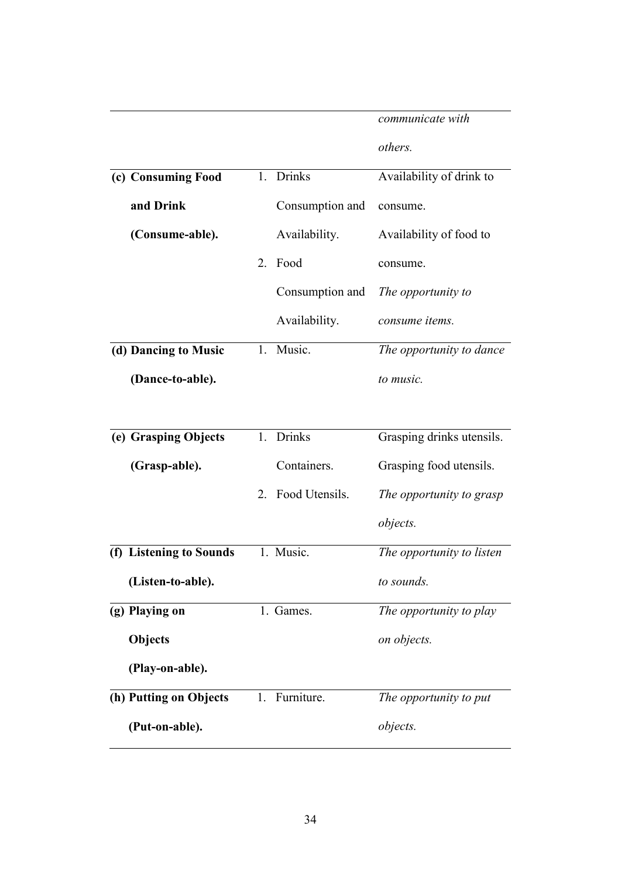| | | |
|---|---|---|
| | | *communicate with others.* |
| **(c) Consuming Food and Drink (Consume-able).** | 1. Drinks Consumption and Availability. 2. Food Consumption and Availability. | Availability of drink to consume. Availability of food to consume. *The opportunity to consume items.* |
| **(d) Dancing to Music (Dance-to-able).** | 1. Music. | *The opportunity to dance to music.* |
| **(e) Grasping Objects (Grasp-able).** | 1. Drinks Containers. 2. Food Utensils. | Grasping drinks utensils. Grasping food utensils. *The opportunity to grasp objects.* |
| **(f) Listening to Sounds (Listen-to-able).** | 1. Music. | *The opportunity to listen to sounds.* |
| **(g) Playing on Objects (Play-on-able).** | 1. Games. | *The opportunity to play on objects.* |
| **(h) Putting on Objects (Put-on-able).** | 1. Furniture. | *The opportunity to put objects.* |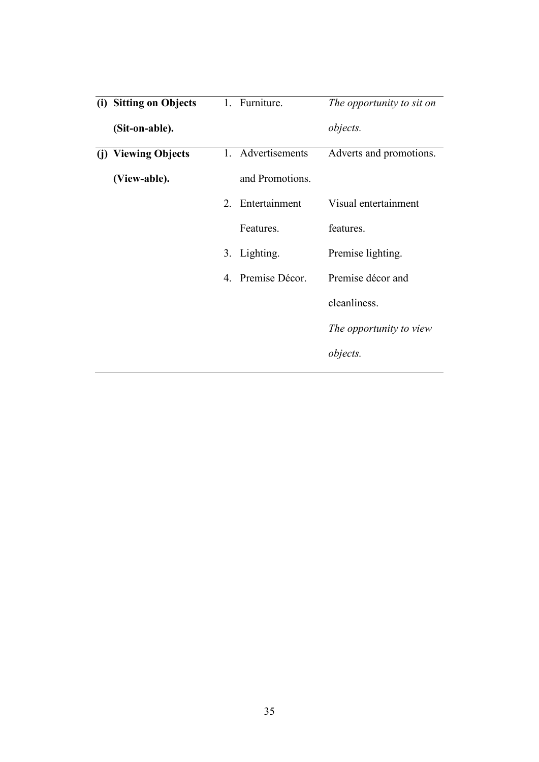| | | |
|---|---|---|
| **(i) Sitting on Objects (Sit-on-able).** | 1. Furniture. | *The opportunity to sit on objects.* |
| **(j) Viewing Objects (View-able).** | 1. Advertisements and Promotions. | Adverts and promotions. |
| | 2. Entertainment Features. | Visual entertainment features. |
| | 3. Lighting. | Premise lighting. |
| | 4. Premise Décor. | Premise décor and cleanliness. |
| | | *The opportunity to view objects.* |